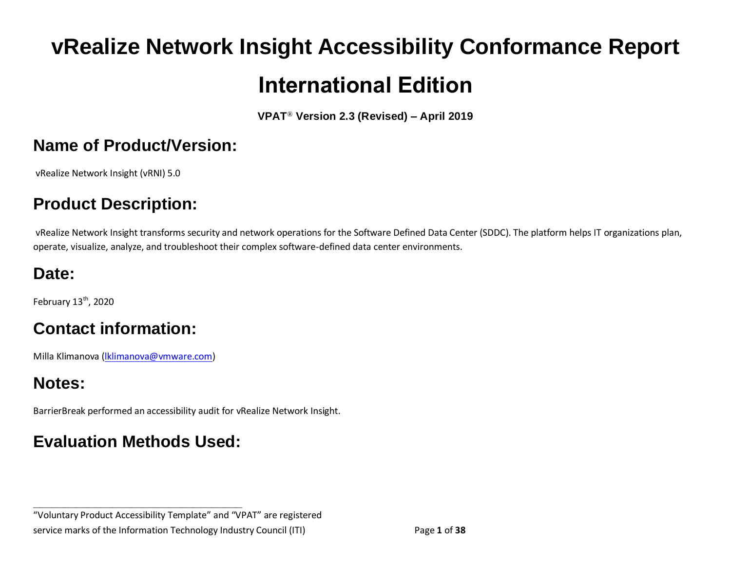# vRealize Network Insight Accessibility Conformance Report

# International Edition

**VPAT® Version 2.3 (Revised) – April 2019**

## Name of Product/Version:

vRealize Network Insight (vRNI) 5.0

## Product Description:

vRealize Network Insight transforms security and network operations for the Software Defined Data Center (SDDC). The platform helps IT organizations plan, operate, visualize, analyze, and troubleshoot their complex software-defined data center environments.

## Date:

February 13th, 2020

## Contact information:

Milla Klimanova (lklimanova@vmware.com)

## Notes:

BarrierBreak performed an accessibility audit for vRealize Network Insight.

## Evaluation Methods Used:

---

"Voluntary Product Accessibility Template" and "VPAT" are registered service marks of the Information Technology Industry Council (ITI)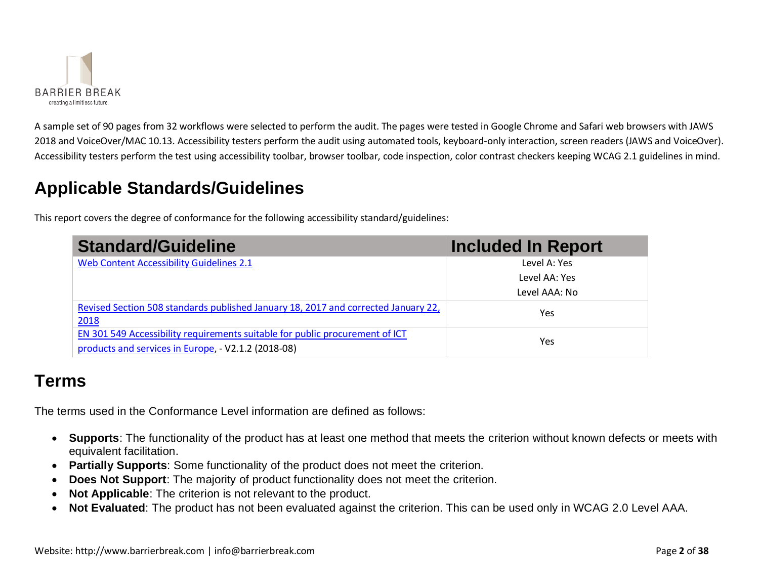A sample set of 90 pages from 32 workflows were selected to perform the audit. The pages were tested in Google Chrome and Safari web browsers with JAWS 2018 and VoiceOver/MAC 10.13. Accessibility testers perform the audit using automated tools, keyboard-only interaction, screen readers (JAWS and VoiceOver). Accessibility testers perform the test using accessibility toolbar, browser toolbar, code inspection, color contrast checkers keeping WCAG 2.1 guidelines in mind.

## Applicable Standards/Guidelines

This report covers the degree of conformance for the following accessibility standard/guidelines:

| Standard/Guideline | Included In Report |
|---|---|
| Web Content Accessibility Guidelines 2.1 | Level A: Yes<br>Level AA: Yes<br>Level AAA: No |
| Revised Section 508 standards published January 18, 2017 and corrected January 22, 2018 | Yes |
| EN 301 549 Accessibility requirements suitable for public procurement of ICT products and services in Europe, - V2.1.2 (2018-08) | Yes |

## Terms

The terms used in the Conformance Level information are defined as follows:

- **Supports**: The functionality of the product has at least one method that meets the criterion without known defects or meets with equivalent facilitation.
- **Partially Supports**: Some functionality of the product does not meet the criterion.
- **Does Not Support**: The majority of product functionality does not meet the criterion.
- **Not Applicable**: The criterion is not relevant to the product.
- **Not Evaluated**: The product has not been evaluated against the criterion. This can be used only in WCAG 2.0 Level AAA.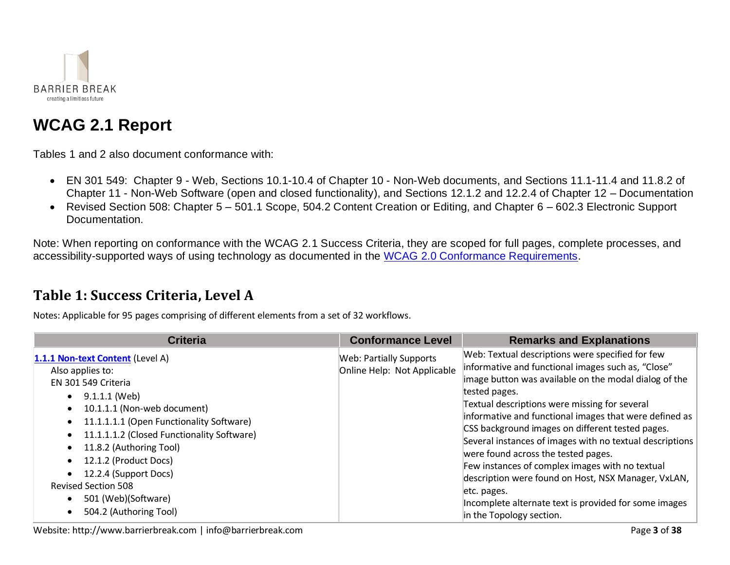# WCAG 2.1 Report

Tables 1 and 2 also document conformance with:

- EN 301 549: Chapter 9 - Web, Sections 10.1-10.4 of Chapter 10 - Non-Web documents, and Sections 11.1-11.4 and 11.8.2 of Chapter 11 - Non-Web Software (open and closed functionality), and Sections 12.1.2 and 12.2.4 of Chapter 12 – Documentation
- Revised Section 508: Chapter 5 – 501.1 Scope, 504.2 Content Creation or Editing, and Chapter 6 – 602.3 Electronic Support Documentation.

Note: When reporting on conformance with the WCAG 2.1 Success Criteria, they are scoped for full pages, complete processes, and accessibility-supported ways of using technology as documented in the [WCAG 2.0 Conformance Requirements](WCAG 2.0 Conformance Requirements).

## Table 1: Success Criteria, Level A

Notes: Applicable for 95 pages comprising of different elements from a set of 32 workflows.

| Criteria | Conformance Level | Remarks and Explanations |
|---|---|---|
| **1.1.1 Non-text Content** (Level A)<br>Also applies to:<br>EN 301 549 Criteria<br>• 9.1.1.1 (Web)<br>• 10.1.1.1 (Non-web document)<br>• 11.1.1.1.1 (Open Functionality Software)<br>• 11.1.1.1.2 (Closed Functionality Software)<br>• 11.8.2 (Authoring Tool)<br>• 12.1.2 (Product Docs)<br>• 12.2.4 (Support Docs)<br>Revised Section 508<br>• 501 (Web)(Software)<br>• 504.2 (Authoring Tool) | Web: Partially Supports<br>Online Help: Not Applicable | Web: Textual descriptions were specified for few informative and functional images such as, “Close” image button was available on the modal dialog of the tested pages.<br>Textual descriptions were missing for several informative and functional images that were defined as CSS background images on different tested pages.<br>Several instances of images with no textual descriptions were found across the tested pages.<br>Few instances of complex images with no textual description were found on Host, NSX Manager, VxLAN, etc. pages.<br>Incomplete alternate text is provided for some images in the Topology section. |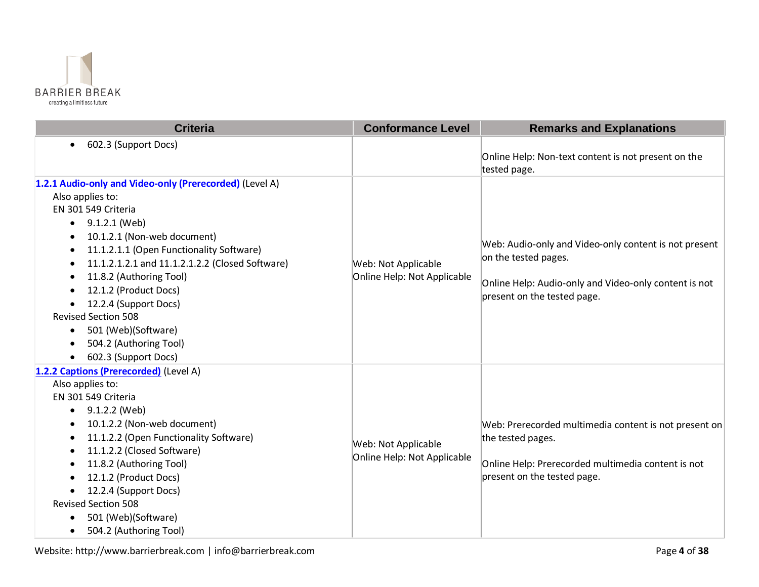| Criteria | Conformance Level | Remarks and Explanations |
|---|---|---|
| • 602.3 (Support Docs) | | Online Help: Non-text content is not present on the tested page. |
| **1.2.1 Audio-only and Video-only (Prerecorded)** (Level A)<br>Also applies to:<br>EN 301 549 Criteria<br>• 9.1.2.1 (Web)<br>• 10.1.2.1 (Non-web document)<br>• 11.1.2.1.1 (Open Functionality Software)<br>• 11.1.2.1.2.1 and 11.1.2.1.2.2 (Closed Software)<br>• 11.8.2 (Authoring Tool)<br>• 12.1.2 (Product Docs)<br>• 12.2.4 (Support Docs)<br>Revised Section 508<br>• 501 (Web)(Software)<br>• 504.2 (Authoring Tool)<br>• 602.3 (Support Docs) | Web: Not Applicable<br>Online Help: Not Applicable | Web: Audio-only and Video-only content is not present on the tested pages.<br><br>Online Help: Audio-only and Video-only content is not present on the tested page. |
| **1.2.2 Captions (Prerecorded)** (Level A)<br>Also applies to:<br>EN 301 549 Criteria<br>• 9.1.2.2 (Web)<br>• 10.1.2.2 (Non-web document)<br>• 11.1.2.2 (Open Functionality Software)<br>• 11.1.2.2 (Closed Software)<br>• 11.8.2 (Authoring Tool)<br>• 12.1.2 (Product Docs)<br>• 12.2.4 (Support Docs)<br>Revised Section 508<br>• 501 (Web)(Software)<br>• 504.2 (Authoring Tool) | Web: Not Applicable<br>Online Help: Not Applicable | Web: Prerecorded multimedia content is not present on the tested pages.<br><br>Online Help: Prerecorded multimedia content is not present on the tested page. |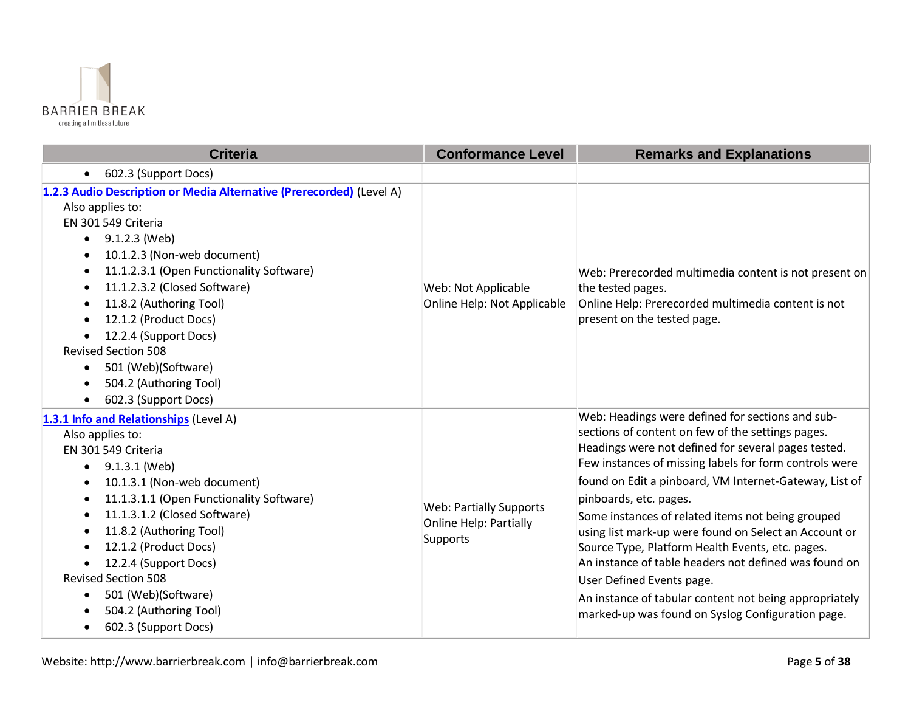| Criteria | Conformance Level | Remarks and Explanations |
|---|---|---|
| • 602.3 (Support Docs) | | |
| [1.2.3 Audio Description or Media Alternative (Prerecorded)](#) (Level A)<br>Also applies to:<br>EN 301 549 Criteria<br>• 9.1.2.3 (Web)<br>• 10.1.2.3 (Non-web document)<br>• 11.1.2.3.1 (Open Functionality Software)<br>• 11.1.2.3.2 (Closed Software)<br>• 11.8.2 (Authoring Tool)<br>• 12.1.2 (Product Docs)<br>• 12.2.4 (Support Docs)<br>Revised Section 508<br>• 501 (Web)(Software)<br>• 504.2 (Authoring Tool)<br>• 602.3 (Support Docs) | Web: Not Applicable<br>Online Help: Not Applicable | Web: Prerecorded multimedia content is not present on the tested pages.<br>Online Help: Prerecorded multimedia content is not present on the tested page. |
| [1.3.1 Info and Relationships](#) (Level A)<br>Also applies to:<br>EN 301 549 Criteria<br>• 9.1.3.1 (Web)<br>• 10.1.3.1 (Non-web document)<br>• 11.1.3.1.1 (Open Functionality Software)<br>• 11.1.3.1.2 (Closed Software)<br>• 11.8.2 (Authoring Tool)<br>• 12.1.2 (Product Docs)<br>• 12.2.4 (Support Docs)<br>Revised Section 508<br>• 501 (Web)(Software)<br>• 504.2 (Authoring Tool)<br>• 602.3 (Support Docs) | Web: Partially Supports<br>Online Help: Partially Supports | Web: Headings were defined for sections and sub-sections of content on few of the settings pages. Headings were not defined for several pages tested.<br>Few instances of missing labels for form controls were found on Edit a pinboard, VM Internet-Gateway, List of pinboards, etc. pages.<br>Some instances of related items not being grouped using list mark-up were found on Select an Account or Source Type, Platform Health Events, etc. pages.<br>An instance of table headers not defined was found on User Defined Events page.<br>An instance of tabular content not being appropriately marked-up was found on Syslog Configuration page. |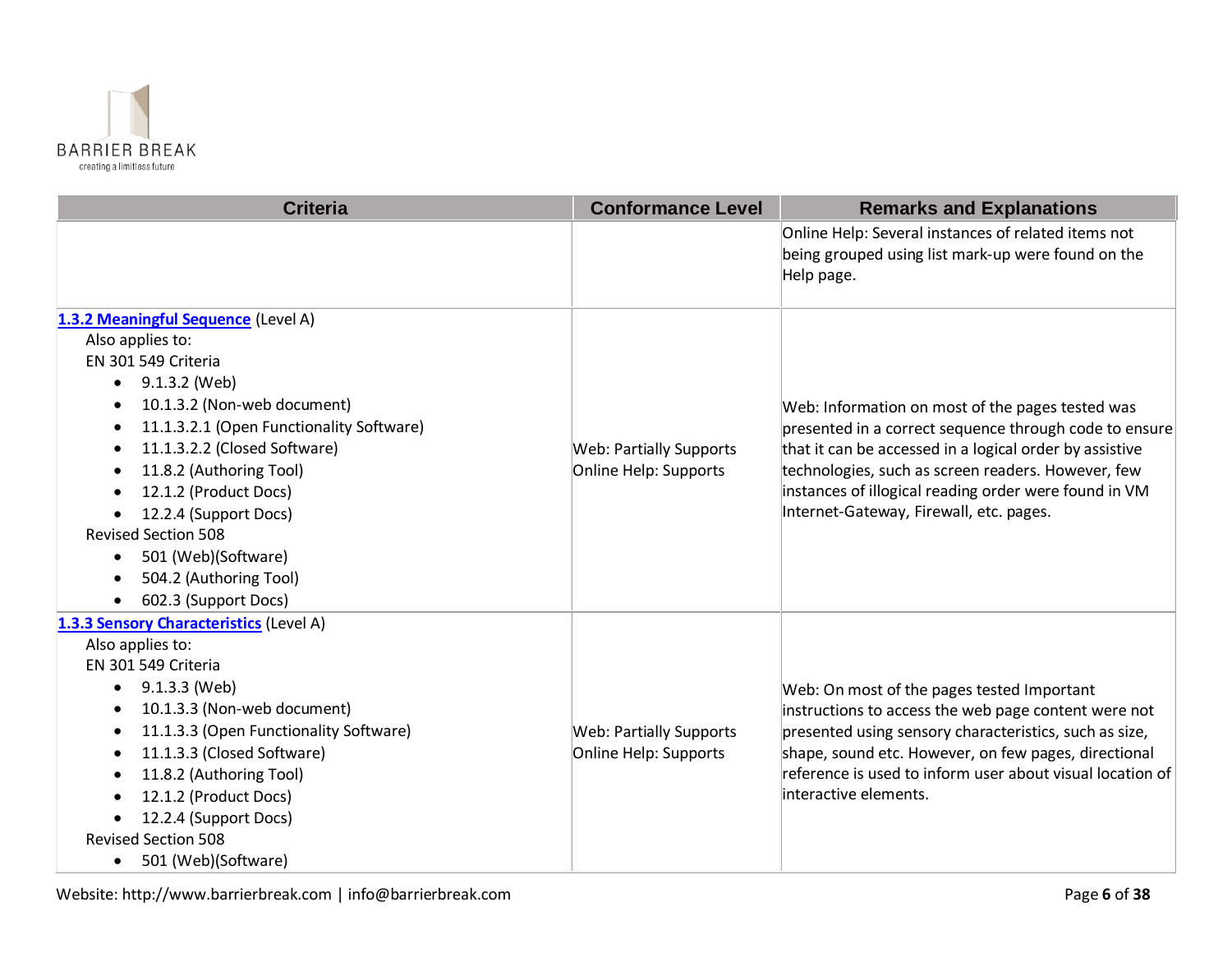| Criteria | Conformance Level | Remarks and Explanations |
|---|---|---|
| | | Online Help: Several instances of related items not being grouped using list mark-up were found on the Help page. |
| **1.3.2 Meaningful Sequence** (Level A)<br>Also applies to:<br>EN 301 549 Criteria<br>• 9.1.3.2 (Web)<br>• 10.1.3.2 (Non-web document)<br>• 11.1.3.2.1 (Open Functionality Software)<br>• 11.1.3.2.2 (Closed Software)<br>• 11.8.2 (Authoring Tool)<br>• 12.1.2 (Product Docs)<br>• 12.2.4 (Support Docs)<br>Revised Section 508<br>• 501 (Web)(Software)<br>• 504.2 (Authoring Tool)<br>• 602.3 (Support Docs) | Web: Partially Supports<br>Online Help: Supports | Web: Information on most of the pages tested was presented in a correct sequence through code to ensure that it can be accessed in a logical order by assistive technologies, such as screen readers. However, few instances of illogical reading order were found in VM Internet-Gateway, Firewall, etc. pages. |
| **1.3.3 Sensory Characteristics** (Level A)<br>Also applies to:<br>EN 301 549 Criteria<br>• 9.1.3.3 (Web)<br>• 10.1.3.3 (Non-web document)<br>• 11.1.3.3 (Open Functionality Software)<br>• 11.1.3.3 (Closed Software)<br>• 11.8.2 (Authoring Tool)<br>• 12.1.2 (Product Docs)<br>• 12.2.4 (Support Docs)<br>Revised Section 508<br>• 501 (Web)(Software) | Web: Partially Supports<br>Online Help: Supports | Web: On most of the pages tested Important instructions to access the web page content were not presented using sensory characteristics, such as size, shape, sound etc. However, on few pages, directional reference is used to inform user about visual location of interactive elements. |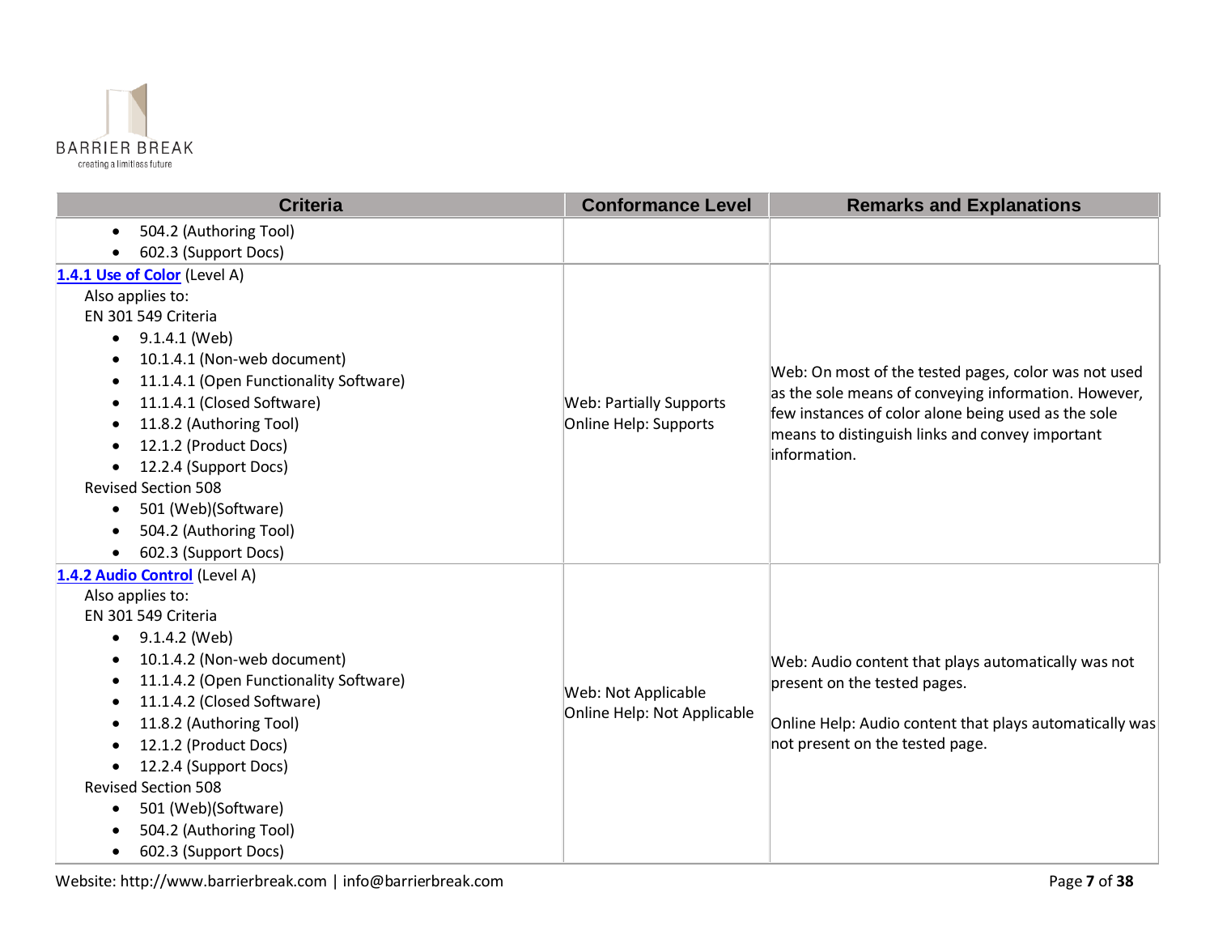| Criteria | Conformance Level | Remarks and Explanations |
| --- | --- | --- |
| • 504.2 (Authoring Tool)<br>• 602.3 (Support Docs) | | |
| **1.4.1 Use of Color** (Level A)<br>Also applies to:<br>EN 301 549 Criteria<br>• 9.1.4.1 (Web)<br>• 10.1.4.1 (Non-web document)<br>• 11.1.4.1 (Open Functionality Software)<br>• 11.1.4.1 (Closed Software)<br>• 11.8.2 (Authoring Tool)<br>• 12.1.2 (Product Docs)<br>• 12.2.4 (Support Docs)<br>Revised Section 508<br>• 501 (Web)(Software)<br>• 504.2 (Authoring Tool)<br>• 602.3 (Support Docs) | Web: Partially Supports<br>Online Help: Supports | Web: On most of the tested pages, color was not used as the sole means of conveying information. However, few instances of color alone being used as the sole means to distinguish links and convey important information. |
| **1.4.2 Audio Control** (Level A)<br>Also applies to:<br>EN 301 549 Criteria<br>• 9.1.4.2 (Web)<br>• 10.1.4.2 (Non-web document)<br>• 11.1.4.2 (Open Functionality Software)<br>• 11.1.4.2 (Closed Software)<br>• 11.8.2 (Authoring Tool)<br>• 12.1.2 (Product Docs)<br>• 12.2.4 (Support Docs)<br>Revised Section 508<br>• 501 (Web)(Software)<br>• 504.2 (Authoring Tool)<br>• 602.3 (Support Docs) | Web: Not Applicable<br>Online Help: Not Applicable | Web: Audio content that plays automatically was not present on the tested pages.<br><br>Online Help: Audio content that plays automatically was not present on the tested page. |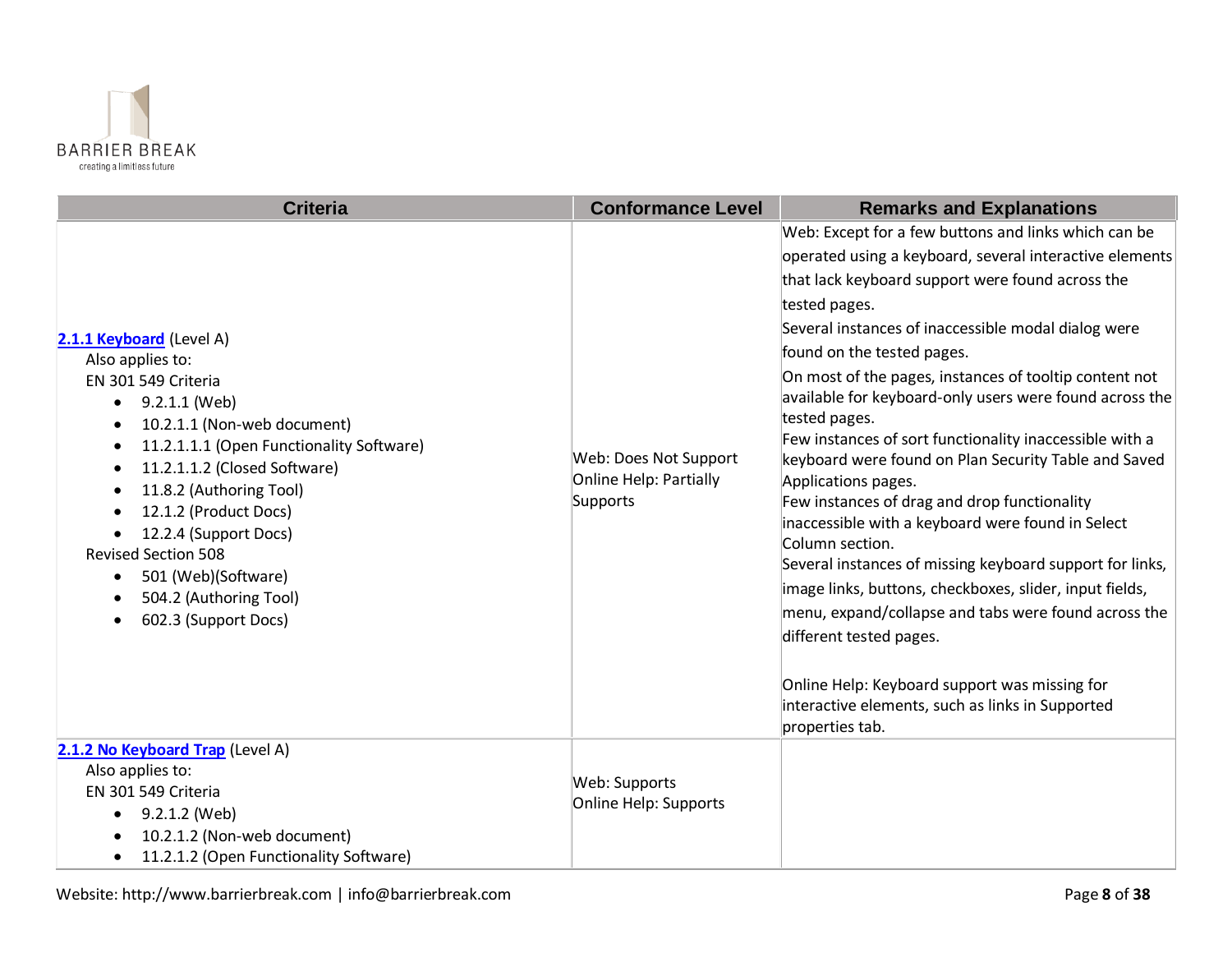| Criteria | Conformance Level | Remarks and Explanations |
|---|---|---|
| [2.1.1 Keyboard](#) (Level A)<br>Also applies to:<br>EN 301 549 Criteria<br>• 9.2.1.1 (Web)<br>• 10.2.1.1 (Non-web document)<br>• 11.2.1.1.1 (Open Functionality Software)<br>• 11.2.1.1.2 (Closed Software)<br>• 11.8.2 (Authoring Tool)<br>• 12.1.2 (Product Docs)<br>• 12.2.4 (Support Docs)<br>Revised Section 508<br>• 501 (Web)(Software)<br>• 504.2 (Authoring Tool)<br>• 602.3 (Support Docs) | Web: Does Not Support<br>Online Help: Partially Supports | Web: Except for a few buttons and links which can be operated using a keyboard, several interactive elements that lack keyboard support were found across the tested pages.<br>Several instances of inaccessible modal dialog were found on the tested pages.<br>On most of the pages, instances of tooltip content not available for keyboard-only users were found across the tested pages.<br>Few instances of sort functionality inaccessible with a keyboard were found on Plan Security Table and Saved Applications pages.<br>Few instances of drag and drop functionality inaccessible with a keyboard were found in Select Column section.<br>Several instances of missing keyboard support for links, image links, buttons, checkboxes, slider, input fields, menu, expand/collapse and tabs were found across the different tested pages.<br><br>Online Help: Keyboard support was missing for interactive elements, such as links in Supported properties tab. |
| [2.1.2 No Keyboard Trap](#) (Level A)<br>Also applies to:<br>EN 301 549 Criteria<br>• 9.2.1.2 (Web)<br>• 10.2.1.2 (Non-web document)<br>• 11.2.1.2 (Open Functionality Software) | Web: Supports<br>Online Help: Supports | |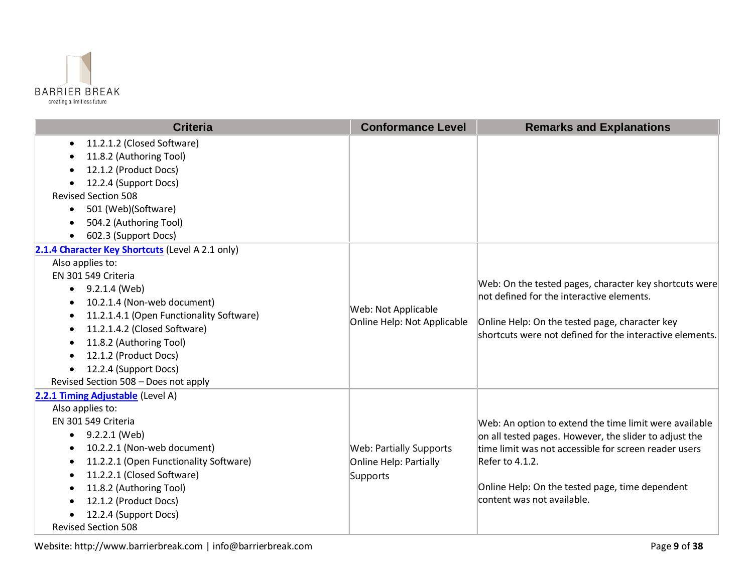| Criteria | Conformance Level | Remarks and Explanations |
|---|---|---|
| <ul><li>11.2.1.2 (Closed Software)</li><li>11.8.2 (Authoring Tool)</li><li>12.1.2 (Product Docs)</li><li>12.2.4 (Support Docs)</li></ul>Revised Section 508<ul><li>501 (Web)(Software)</li><li>504.2 (Authoring Tool)</li><li>602.3 (Support Docs)</li></ul> | | |
| **2.1.4 Character Key Shortcuts** (Level A 2.1 only)<br>Also applies to:<br>EN 301 549 Criteria<ul><li>9.2.1.4 (Web)</li><li>10.2.1.4 (Non-web document)</li><li>11.2.1.4.1 (Open Functionality Software)</li><li>11.2.1.4.2 (Closed Software)</li><li>11.8.2 (Authoring Tool)</li><li>12.1.2 (Product Docs)</li><li>12.2.4 (Support Docs)</li></ul>Revised Section 508 – Does not apply | Web: Not Applicable<br>Online Help: Not Applicable | Web: On the tested pages, character key shortcuts were not defined for the interactive elements.<br><br>Online Help: On the tested page, character key shortcuts were not defined for the interactive elements. |
| **2.2.1 Timing Adjustable** (Level A)<br>Also applies to:<br>EN 301 549 Criteria<ul><li>9.2.2.1 (Web)</li><li>10.2.2.1 (Non-web document)</li><li>11.2.2.1 (Open Functionality Software)</li><li>11.2.2.1 (Closed Software)</li><li>11.8.2 (Authoring Tool)</li><li>12.1.2 (Product Docs)</li><li>12.2.4 (Support Docs)</li></ul>Revised Section 508 | Web: Partially Supports<br>Online Help: Partially Supports | Web: An option to extend the time limit were available on all tested pages. However, the slider to adjust the time limit was not accessible for screen reader users Refer to 4.1.2.<br><br>Online Help: On the tested page, time dependent content was not available. |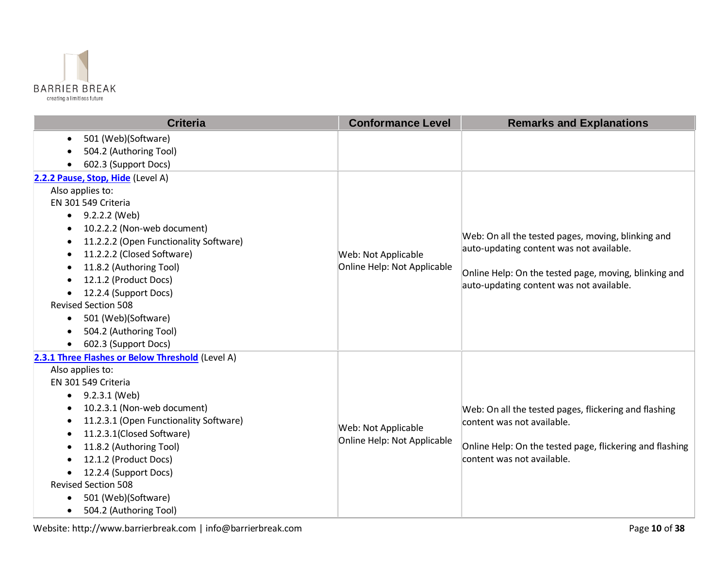| Criteria | Conformance Level | Remarks and Explanations |
|---|---|---|
| • 501 (Web)(Software)<br>• 504.2 (Authoring Tool)<br>• 602.3 (Support Docs) | | |
| [2.2.2 Pause, Stop, Hide](#) (Level A)<br>Also applies to:<br>EN 301 549 Criteria<br>• 9.2.2.2 (Web)<br>• 10.2.2.2 (Non-web document)<br>• 11.2.2.2 (Open Functionality Software)<br>• 11.2.2.2 (Closed Software)<br>• 11.8.2 (Authoring Tool)<br>• 12.1.2 (Product Docs)<br>• 12.2.4 (Support Docs)<br>Revised Section 508<br>• 501 (Web)(Software)<br>• 504.2 (Authoring Tool)<br>• 602.3 (Support Docs) | Web: Not Applicable<br>Online Help: Not Applicable | Web: On all the tested pages, moving, blinking and auto-updating content was not available.<br><br>Online Help: On the tested page, moving, blinking and auto-updating content was not available. |
| [2.3.1 Three Flashes or Below Threshold](#) (Level A)<br>Also applies to:<br>EN 301 549 Criteria<br>• 9.2.3.1 (Web)<br>• 10.2.3.1 (Non-web document)<br>• 11.2.3.1 (Open Functionality Software)<br>• 11.2.3.1(Closed Software)<br>• 11.8.2 (Authoring Tool)<br>• 12.1.2 (Product Docs)<br>• 12.2.4 (Support Docs)<br>Revised Section 508<br>• 501 (Web)(Software)<br>• 504.2 (Authoring Tool) | Web: Not Applicable<br>Online Help: Not Applicable | Web: On all the tested pages, flickering and flashing content was not available.<br><br>Online Help: On the tested page, flickering and flashing content was not available. |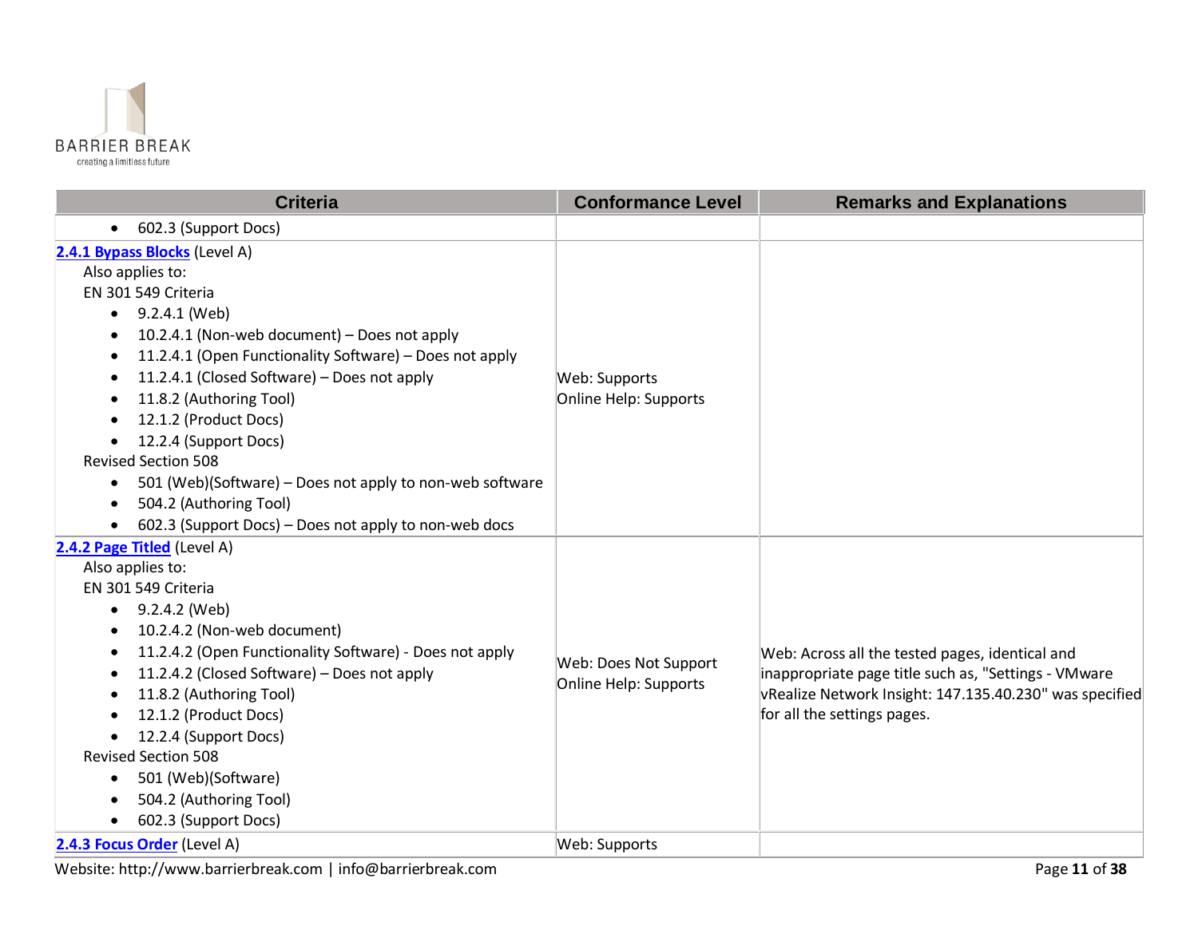| Criteria | Conformance Level | Remarks and Explanations |
|---|---|---|
| • 602.3 (Support Docs) | | |
| **2.4.1 Bypass Blocks** (Level A)<br>Also applies to:<br>EN 301 549 Criteria<br>• 9.2.4.1 (Web)<br>• 10.2.4.1 (Non-web document) – Does not apply<br>• 11.2.4.1 (Open Functionality Software) – Does not apply<br>• 11.2.4.1 (Closed Software) – Does not apply<br>• 11.8.2 (Authoring Tool)<br>• 12.1.2 (Product Docs)<br>• 12.2.4 (Support Docs)<br>Revised Section 508<br>• 501 (Web)(Software) – Does not apply to non-web software<br>• 504.2 (Authoring Tool)<br>• 602.3 (Support Docs) – Does not apply to non-web docs | Web: Supports<br>Online Help: Supports | |
| **2.4.2 Page Titled** (Level A)<br>Also applies to:<br>EN 301 549 Criteria<br>• 9.2.4.2 (Web)<br>• 10.2.4.2 (Non-web document)<br>• 11.2.4.2 (Open Functionality Software) - Does not apply<br>• 11.2.4.2 (Closed Software) – Does not apply<br>• 11.8.2 (Authoring Tool)<br>• 12.1.2 (Product Docs)<br>• 12.2.4 (Support Docs)<br>Revised Section 508<br>• 501 (Web)(Software)<br>• 504.2 (Authoring Tool)<br>• 602.3 (Support Docs) | Web: Does Not Support<br>Online Help: Supports | Web: Across all the tested pages, identical and inappropriate page title such as, "Settings - VMware vRealize Network Insight: 147.135.40.230" was specified for all the settings pages. |
| **2.4.3 Focus Order** (Level A) | Web: Supports | |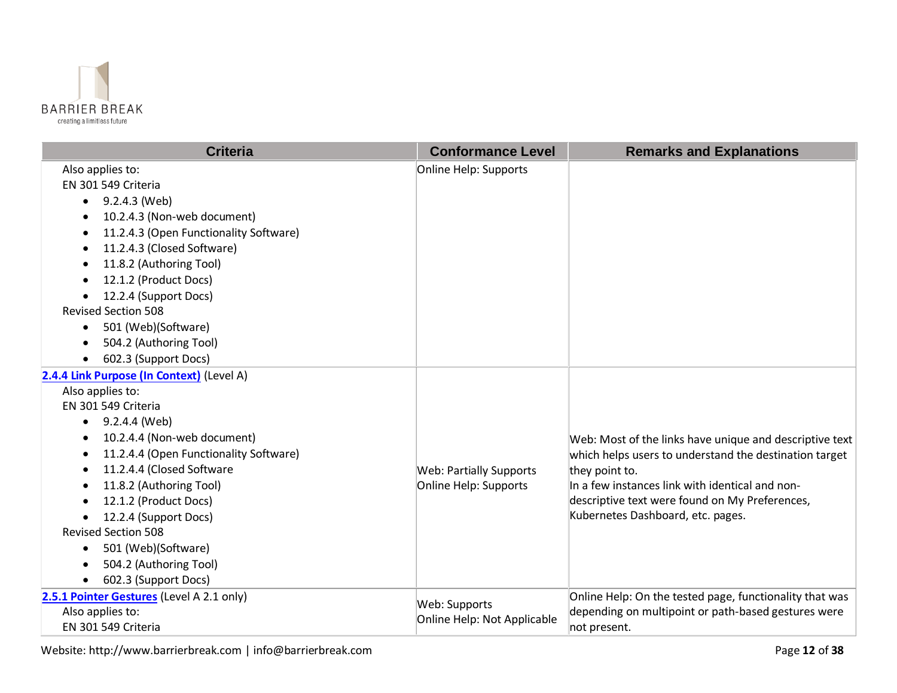| Criteria | Conformance Level | Remarks and Explanations |
|---|---|---|
| Also applies to:<br>EN 301 549 Criteria<br>• 9.2.4.3 (Web)<br>• 10.2.4.3 (Non-web document)<br>• 11.2.4.3 (Open Functionality Software)<br>• 11.2.4.3 (Closed Software)<br>• 11.8.2 (Authoring Tool)<br>• 12.1.2 (Product Docs)<br>• 12.2.4 (Support Docs)<br>Revised Section 508<br>• 501 (Web)(Software)<br>• 504.2 (Authoring Tool)<br>• 602.3 (Support Docs) | Online Help: Supports | |
| **2.4.4 Link Purpose (In Context)** (Level A)<br>Also applies to:<br>EN 301 549 Criteria<br>• 9.2.4.4 (Web)<br>• 10.2.4.4 (Non-web document)<br>• 11.2.4.4 (Open Functionality Software)<br>• 11.2.4.4 (Closed Software<br>• 11.8.2 (Authoring Tool)<br>• 12.1.2 (Product Docs)<br>• 12.2.4 (Support Docs)<br>Revised Section 508<br>• 501 (Web)(Software)<br>• 504.2 (Authoring Tool)<br>• 602.3 (Support Docs) | Web: Partially Supports<br>Online Help: Supports | Web: Most of the links have unique and descriptive text which helps users to understand the destination target they point to.<br>In a few instances link with identical and non-descriptive text were found on My Preferences, Kubernetes Dashboard, etc. pages. |
| **2.5.1 Pointer Gestures** (Level A 2.1 only)<br>Also applies to:<br>EN 301 549 Criteria | Web: Supports<br>Online Help: Not Applicable | Online Help: On the tested page, functionality that was depending on multipoint or path-based gestures were not present. |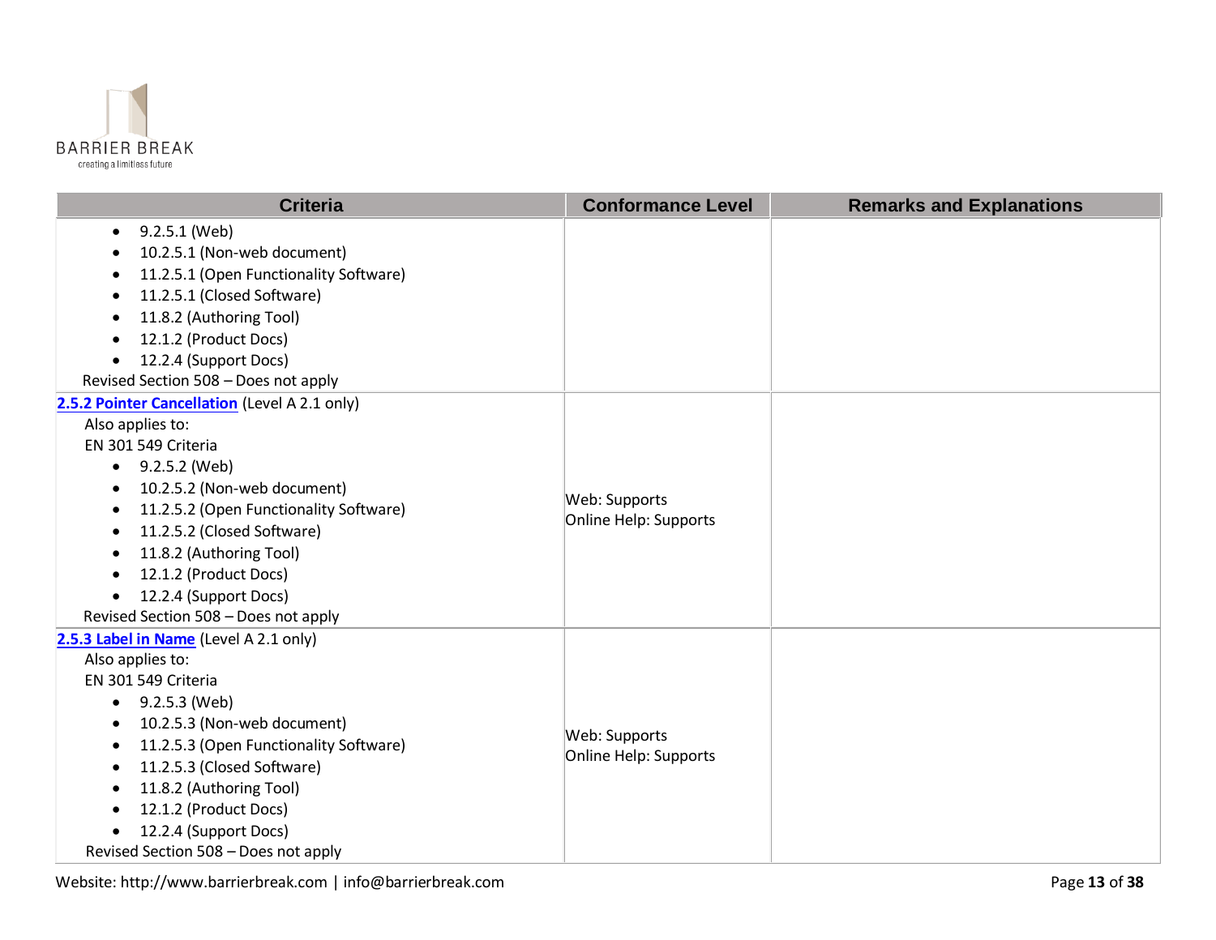| Criteria | Conformance Level | Remarks and Explanations |
|---|---|---|
| • 9.2.5.1 (Web)<br>• 10.2.5.1 (Non-web document)<br>• 11.2.5.1 (Open Functionality Software)<br>• 11.2.5.1 (Closed Software)<br>• 11.8.2 (Authoring Tool)<br>• 12.1.2 (Product Docs)<br>• 12.2.4 (Support Docs)<br>Revised Section 508 – Does not apply | | |
| **2.5.2 Pointer Cancellation** (Level A 2.1 only)<br>Also applies to:<br>EN 301 549 Criteria<br>• 9.2.5.2 (Web)<br>• 10.2.5.2 (Non-web document)<br>• 11.2.5.2 (Open Functionality Software)<br>• 11.2.5.2 (Closed Software)<br>• 11.8.2 (Authoring Tool)<br>• 12.1.2 (Product Docs)<br>• 12.2.4 (Support Docs)<br>Revised Section 508 – Does not apply | Web: Supports<br>Online Help: Supports | |
| **2.5.3 Label in Name** (Level A 2.1 only)<br>Also applies to:<br>EN 301 549 Criteria<br>• 9.2.5.3 (Web)<br>• 10.2.5.3 (Non-web document)<br>• 11.2.5.3 (Open Functionality Software)<br>• 11.2.5.3 (Closed Software)<br>• 11.8.2 (Authoring Tool)<br>• 12.1.2 (Product Docs)<br>• 12.2.4 (Support Docs)<br>Revised Section 508 – Does not apply | Web: Supports<br>Online Help: Supports | |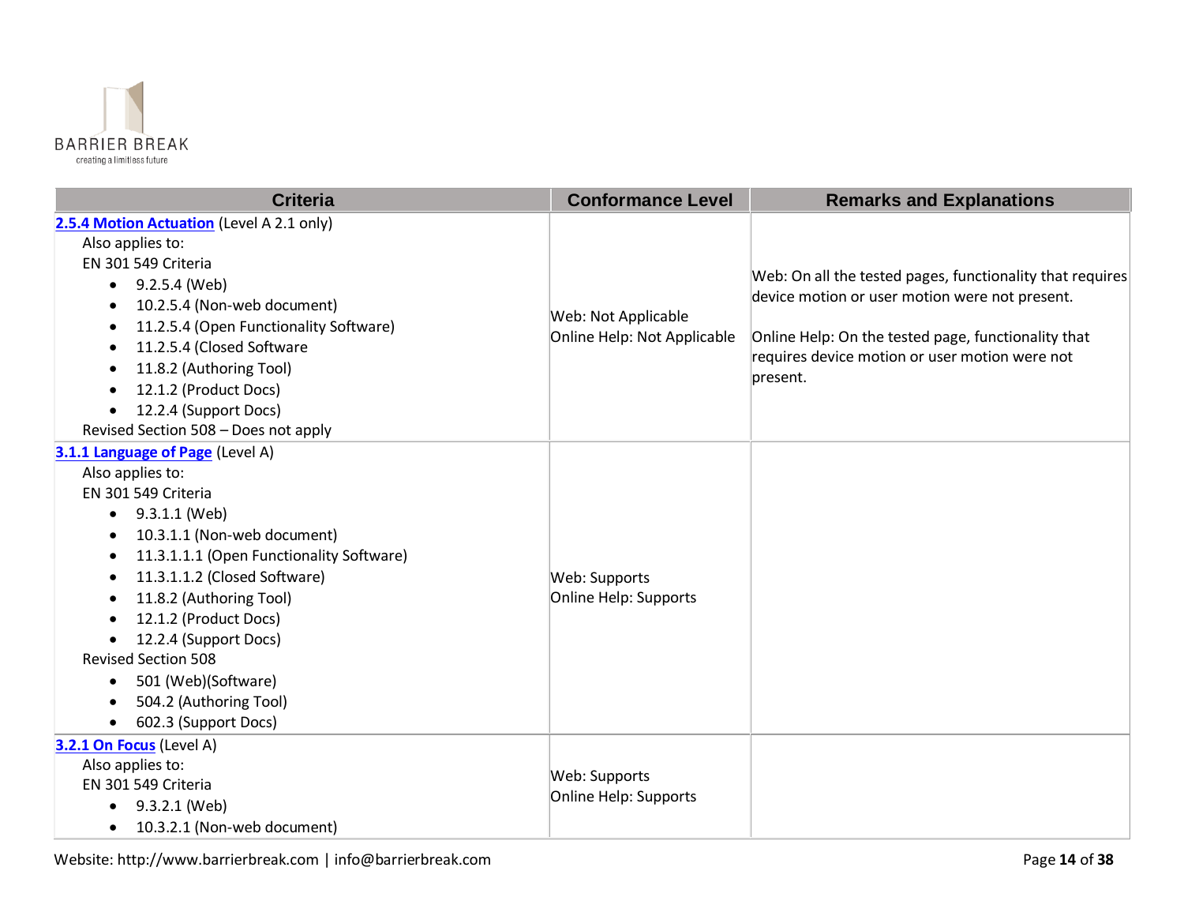| Criteria | Conformance Level | Remarks and Explanations |
|---|---|---|
| **2.5.4 Motion Actuation** (Level A 2.1 only)<br>Also applies to:<br>EN 301 549 Criteria<br>• 9.2.5.4 (Web)<br>• 10.2.5.4 (Non-web document)<br>• 11.2.5.4 (Open Functionality Software)<br>• 11.2.5.4 (Closed Software<br>• 11.8.2 (Authoring Tool)<br>• 12.1.2 (Product Docs)<br>• 12.2.4 (Support Docs)<br>Revised Section 508 – Does not apply | Web: Not Applicable<br>Online Help: Not Applicable | Web: On all the tested pages, functionality that requires device motion or user motion were not present.<br><br>Online Help: On the tested page, functionality that requires device motion or user motion were not present. |
| **3.1.1 Language of Page** (Level A)<br>Also applies to:<br>EN 301 549 Criteria<br>• 9.3.1.1 (Web)<br>• 10.3.1.1 (Non-web document)<br>• 11.3.1.1.1 (Open Functionality Software)<br>• 11.3.1.1.2 (Closed Software)<br>• 11.8.2 (Authoring Tool)<br>• 12.1.2 (Product Docs)<br>• 12.2.4 (Support Docs)<br>Revised Section 508<br>• 501 (Web)(Software)<br>• 504.2 (Authoring Tool)<br>• 602.3 (Support Docs) | Web: Supports<br>Online Help: Supports | |
| **3.2.1 On Focus** (Level A)<br>Also applies to:<br>EN 301 549 Criteria<br>• 9.3.2.1 (Web)<br>• 10.3.2.1 (Non-web document) | Web: Supports<br>Online Help: Supports | |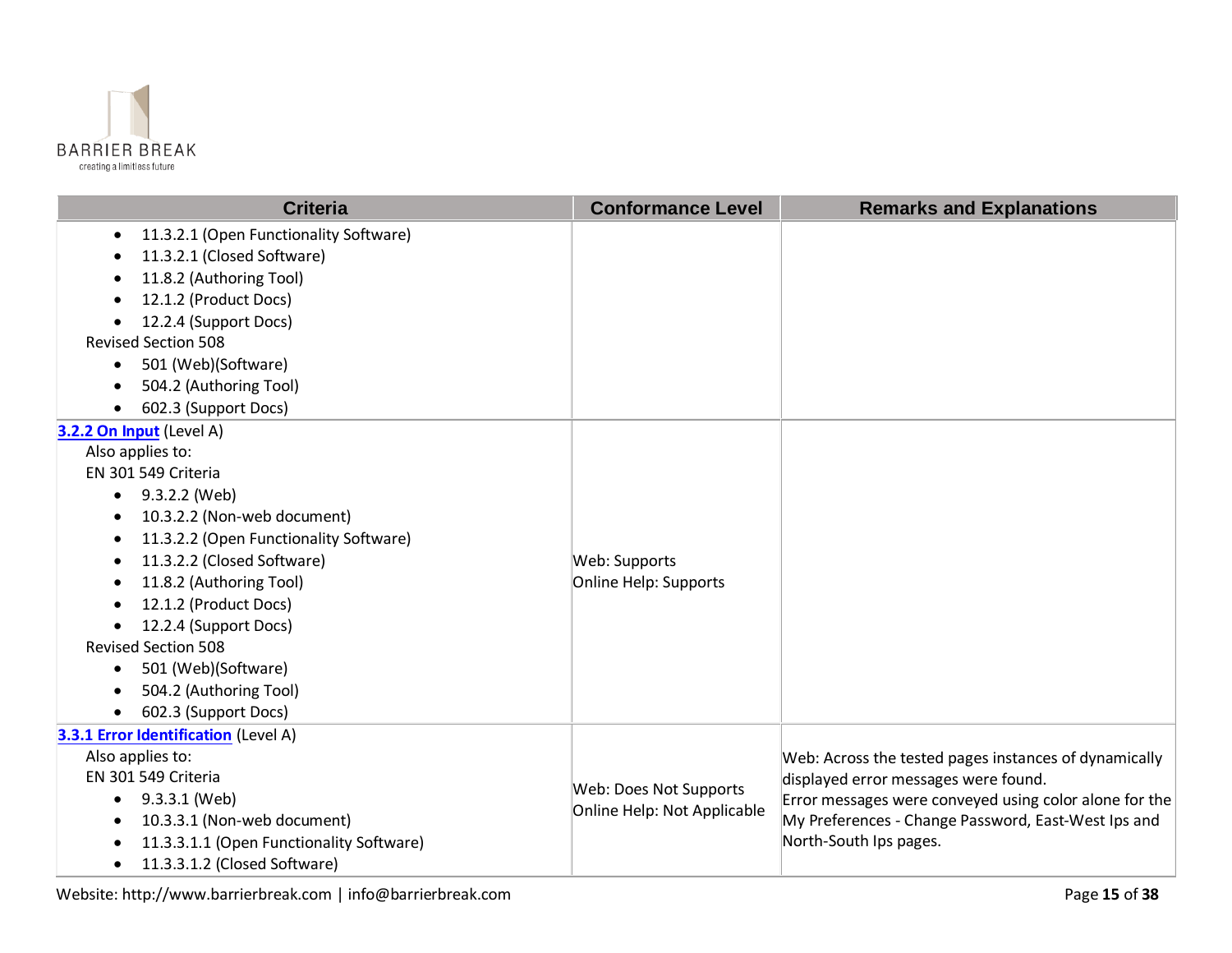| Criteria | Conformance Level | Remarks and Explanations |
|---|---|---|
| • 11.3.2.1 (Open Functionality Software)<br>• 11.3.2.1 (Closed Software)<br>• 11.8.2 (Authoring Tool)<br>• 12.1.2 (Product Docs)<br>• 12.2.4 (Support Docs)<br>Revised Section 508<br>• 501 (Web)(Software)<br>• 504.2 (Authoring Tool)<br>• 602.3 (Support Docs) | | |
| **3.2.2 On Input** (Level A)<br>Also applies to:<br>EN 301 549 Criteria<br>• 9.3.2.2 (Web)<br>• 10.3.2.2 (Non-web document)<br>• 11.3.2.2 (Open Functionality Software)<br>• 11.3.2.2 (Closed Software)<br>• 11.8.2 (Authoring Tool)<br>• 12.1.2 (Product Docs)<br>• 12.2.4 (Support Docs)<br>Revised Section 508<br>• 501 (Web)(Software)<br>• 504.2 (Authoring Tool)<br>• 602.3 (Support Docs) | Web: Supports<br>Online Help: Supports | |
| **3.3.1 Error Identification** (Level A)<br>Also applies to:<br>EN 301 549 Criteria<br>• 9.3.3.1 (Web)<br>• 10.3.3.1 (Non-web document)<br>• 11.3.3.1.1 (Open Functionality Software)<br>• 11.3.3.1.2 (Closed Software) | Web: Does Not Supports<br>Online Help: Not Applicable | Web: Across the tested pages instances of dynamically displayed error messages were found.<br>Error messages were conveyed using color alone for the My Preferences - Change Password, East-West Ips and North-South Ips pages. |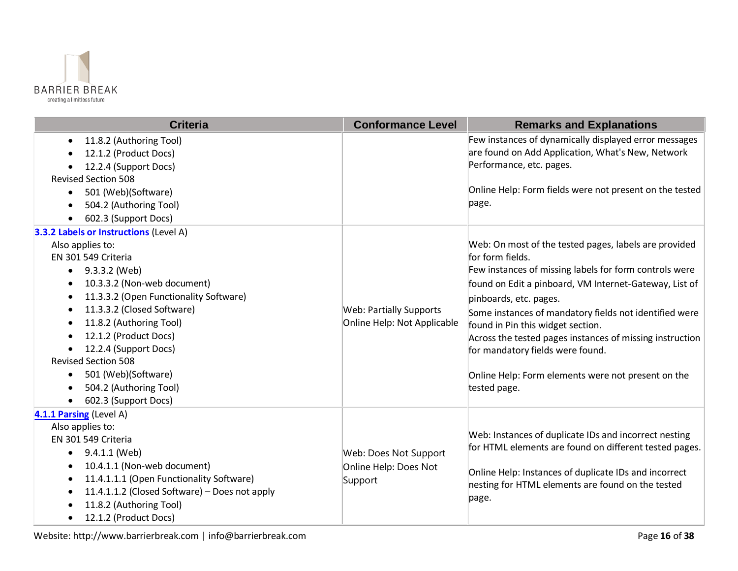| Criteria | Conformance Level | Remarks and Explanations |
|---|---|---|
| • 11.8.2 (Authoring Tool)<br>• 12.1.2 (Product Docs)<br>• 12.2.4 (Support Docs)<br>Revised Section 508<br>• 501 (Web)(Software)<br>• 504.2 (Authoring Tool)<br>• 602.3 (Support Docs) | | Few instances of dynamically displayed error messages are found on Add Application, What's New, Network Performance, etc. pages.<br><br>Online Help: Form fields were not present on the tested page. |
| **[3.3.2 Labels or Instructions](#)** (Level A)<br>Also applies to:<br>EN 301 549 Criteria<br>• 9.3.3.2 (Web)<br>• 10.3.3.2 (Non-web document)<br>• 11.3.3.2 (Open Functionality Software)<br>• 11.3.3.2 (Closed Software)<br>• 11.8.2 (Authoring Tool)<br>• 12.1.2 (Product Docs)<br>• 12.2.4 (Support Docs)<br>Revised Section 508<br>• 501 (Web)(Software)<br>• 504.2 (Authoring Tool)<br>• 602.3 (Support Docs) | Web: Partially Supports<br>Online Help: Not Applicable | Web: On most of the tested pages, labels are provided for form fields.<br>Few instances of missing labels for form controls were found on Edit a pinboard, VM Internet-Gateway, List of pinboards, etc. pages.<br>Some instances of mandatory fields not identified were found in Pin this widget section.<br>Across the tested pages instances of missing instruction for mandatory fields were found.<br><br>Online Help: Form elements were not present on the tested page. |
| **[4.1.1 Parsing](#)** (Level A)<br>Also applies to:<br>EN 301 549 Criteria<br>• 9.4.1.1 (Web)<br>• 10.4.1.1 (Non-web document)<br>• 11.4.1.1.1 (Open Functionality Software)<br>• 11.4.1.1.2 (Closed Software) – Does not apply<br>• 11.8.2 (Authoring Tool)<br>• 12.1.2 (Product Docs) | Web: Does Not Support<br>Online Help: Does Not Support | Web: Instances of duplicate IDs and incorrect nesting for HTML elements are found on different tested pages.<br><br>Online Help: Instances of duplicate IDs and incorrect nesting for HTML elements are found on the tested page. |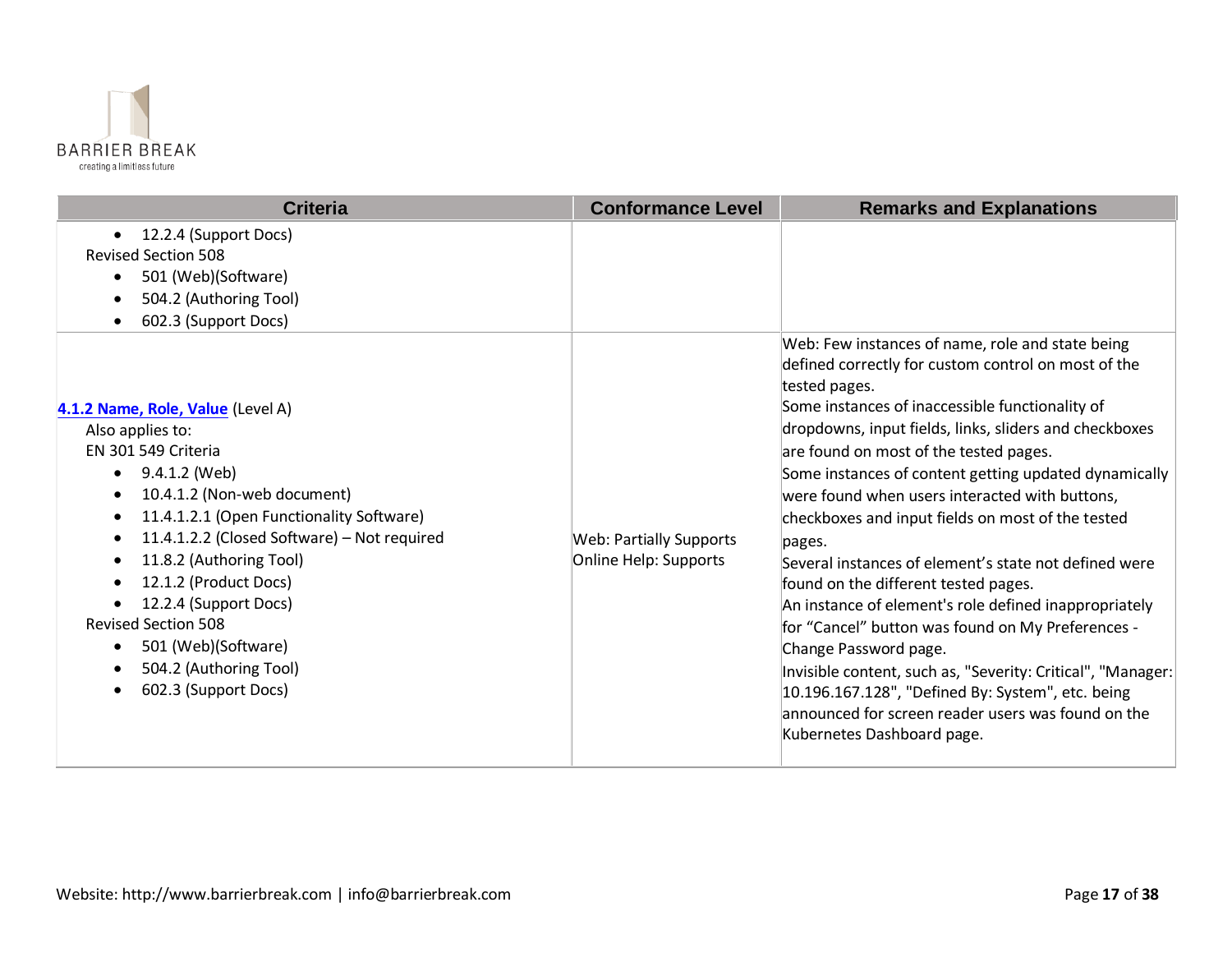| Criteria | Conformance Level | Remarks and Explanations |
|---|---|---|
| • 12.2.4 (Support Docs)<br>Revised Section 508<br>• 501 (Web)(Software)<br>• 504.2 (Authoring Tool)<br>• 602.3 (Support Docs) | | |
| **4.1.2 Name, Role, Value** (Level A)<br>Also applies to:<br>EN 301 549 Criteria<br>• 9.4.1.2 (Web)<br>• 10.4.1.2 (Non-web document)<br>• 11.4.1.2.1 (Open Functionality Software)<br>• 11.4.1.2.2 (Closed Software) – Not required<br>• 11.8.2 (Authoring Tool)<br>• 12.1.2 (Product Docs)<br>• 12.2.4 (Support Docs)<br>Revised Section 508<br>• 501 (Web)(Software)<br>• 504.2 (Authoring Tool)<br>• 602.3 (Support Docs) | Web: Partially Supports<br>Online Help: Supports | Web: Few instances of name, role and state being defined correctly for custom control on most of the tested pages.<br>Some instances of inaccessible functionality of dropdowns, input fields, links, sliders and checkboxes are found on most of the tested pages.<br>Some instances of content getting updated dynamically were found when users interacted with buttons, checkboxes and input fields on most of the tested pages.<br>Several instances of element's state not defined were found on the different tested pages.<br>An instance of element's role defined inappropriately for "Cancel" button was found on My Preferences - Change Password page.<br>Invisible content, such as, "Severity: Critical", "Manager: 10.196.167.128", "Defined By: System", etc. being announced for screen reader users was found on the Kubernetes Dashboard page. |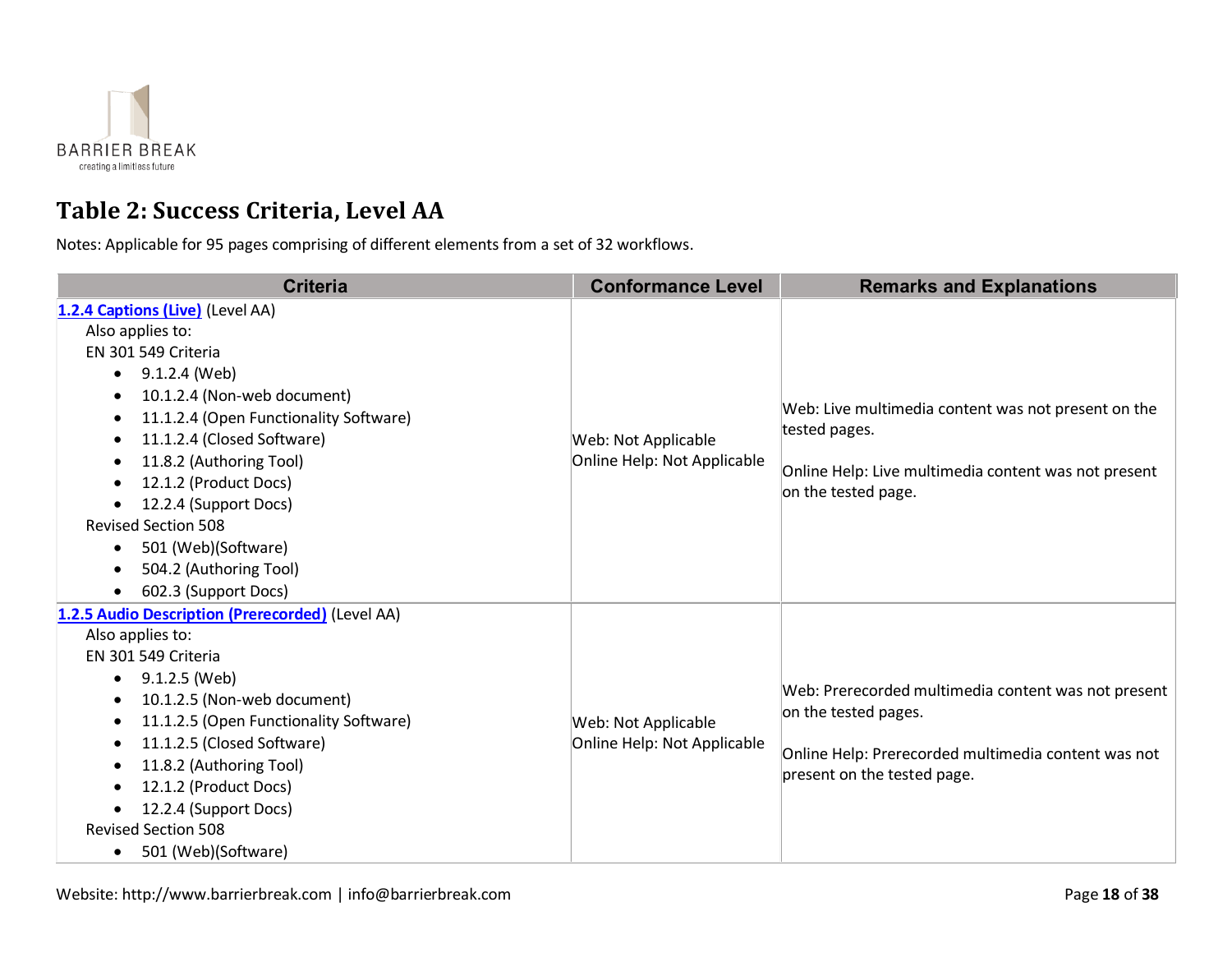## Table 2: Success Criteria, Level AA

Notes: Applicable for 95 pages comprising of different elements from a set of 32 workflows.

| Criteria | Conformance Level | Remarks and Explanations |
|---|---|---|
| [1.2.4 Captions (Live)](#) (Level AA)<br>Also applies to:<br>EN 301 549 Criteria<br>• 9.1.2.4 (Web)<br>• 10.1.2.4 (Non-web document)<br>• 11.1.2.4 (Open Functionality Software)<br>• 11.1.2.4 (Closed Software)<br>• 11.8.2 (Authoring Tool)<br>• 12.1.2 (Product Docs)<br>• 12.2.4 (Support Docs)<br>Revised Section 508<br>• 501 (Web)(Software)<br>• 504.2 (Authoring Tool)<br>• 602.3 (Support Docs) | Web: Not Applicable<br>Online Help: Not Applicable | Web: Live multimedia content was not present on the tested pages.<br><br>Online Help: Live multimedia content was not present on the tested page. |
| [1.2.5 Audio Description (Prerecorded)](#) (Level AA)<br>Also applies to:<br>EN 301 549 Criteria<br>• 9.1.2.5 (Web)<br>• 10.1.2.5 (Non-web document)<br>• 11.1.2.5 (Open Functionality Software)<br>• 11.1.2.5 (Closed Software)<br>• 11.8.2 (Authoring Tool)<br>• 12.1.2 (Product Docs)<br>• 12.2.4 (Support Docs)<br>Revised Section 508<br>• 501 (Web)(Software) | Web: Not Applicable<br>Online Help: Not Applicable | Web: Prerecorded multimedia content was not present on the tested pages.<br><br>Online Help: Prerecorded multimedia content was not present on the tested page. |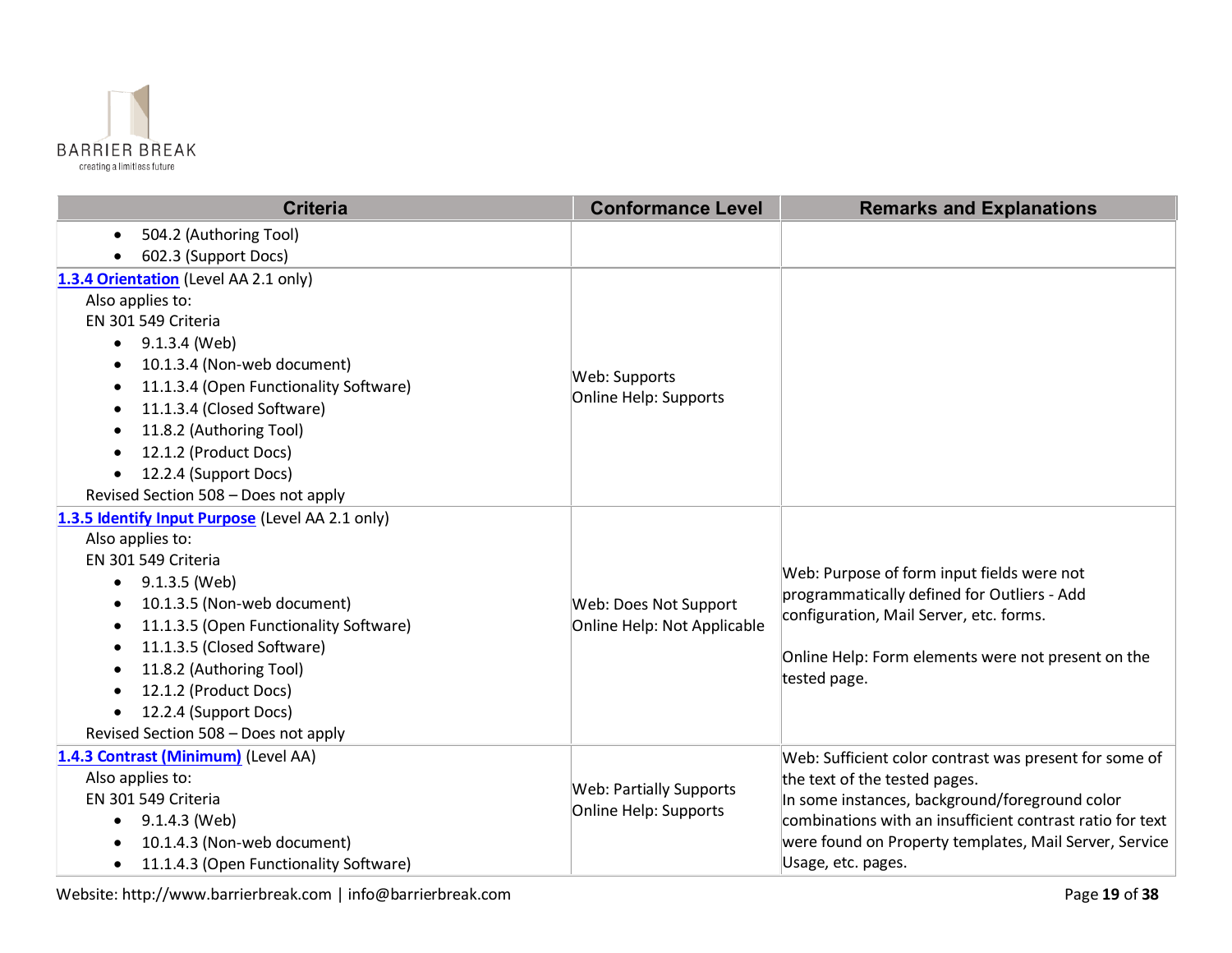| Criteria | Conformance Level | Remarks and Explanations |
|---|---|---|
| • 504.2 (Authoring Tool)<br>• 602.3 (Support Docs) | | |
| **1.3.4 Orientation** (Level AA 2.1 only)<br>Also applies to:<br>EN 301 549 Criteria<br>• 9.1.3.4 (Web)<br>• 10.1.3.4 (Non-web document)<br>• 11.1.3.4 (Open Functionality Software)<br>• 11.1.3.4 (Closed Software)<br>• 11.8.2 (Authoring Tool)<br>• 12.1.2 (Product Docs)<br>• 12.2.4 (Support Docs)<br>Revised Section 508 – Does not apply | Web: Supports<br>Online Help: Supports | |
| **1.3.5 Identify Input Purpose** (Level AA 2.1 only)<br>Also applies to:<br>EN 301 549 Criteria<br>• 9.1.3.5 (Web)<br>• 10.1.3.5 (Non-web document)<br>• 11.1.3.5 (Open Functionality Software)<br>• 11.1.3.5 (Closed Software)<br>• 11.8.2 (Authoring Tool)<br>• 12.1.2 (Product Docs)<br>• 12.2.4 (Support Docs)<br>Revised Section 508 – Does not apply | Web: Does Not Support<br>Online Help: Not Applicable | Web: Purpose of form input fields were not programmatically defined for Outliers - Add configuration, Mail Server, etc. forms.<br><br>Online Help: Form elements were not present on the tested page. |
| **1.4.3 Contrast (Minimum)** (Level AA)<br>Also applies to:<br>EN 301 549 Criteria<br>• 9.1.4.3 (Web)<br>• 10.1.4.3 (Non-web document)<br>• 11.1.4.3 (Open Functionality Software) | Web: Partially Supports<br>Online Help: Supports | Web: Sufficient color contrast was present for some of the text of the tested pages.<br>In some instances, background/foreground color combinations with an insufficient contrast ratio for text were found on Property templates, Mail Server, Service Usage, etc. pages. |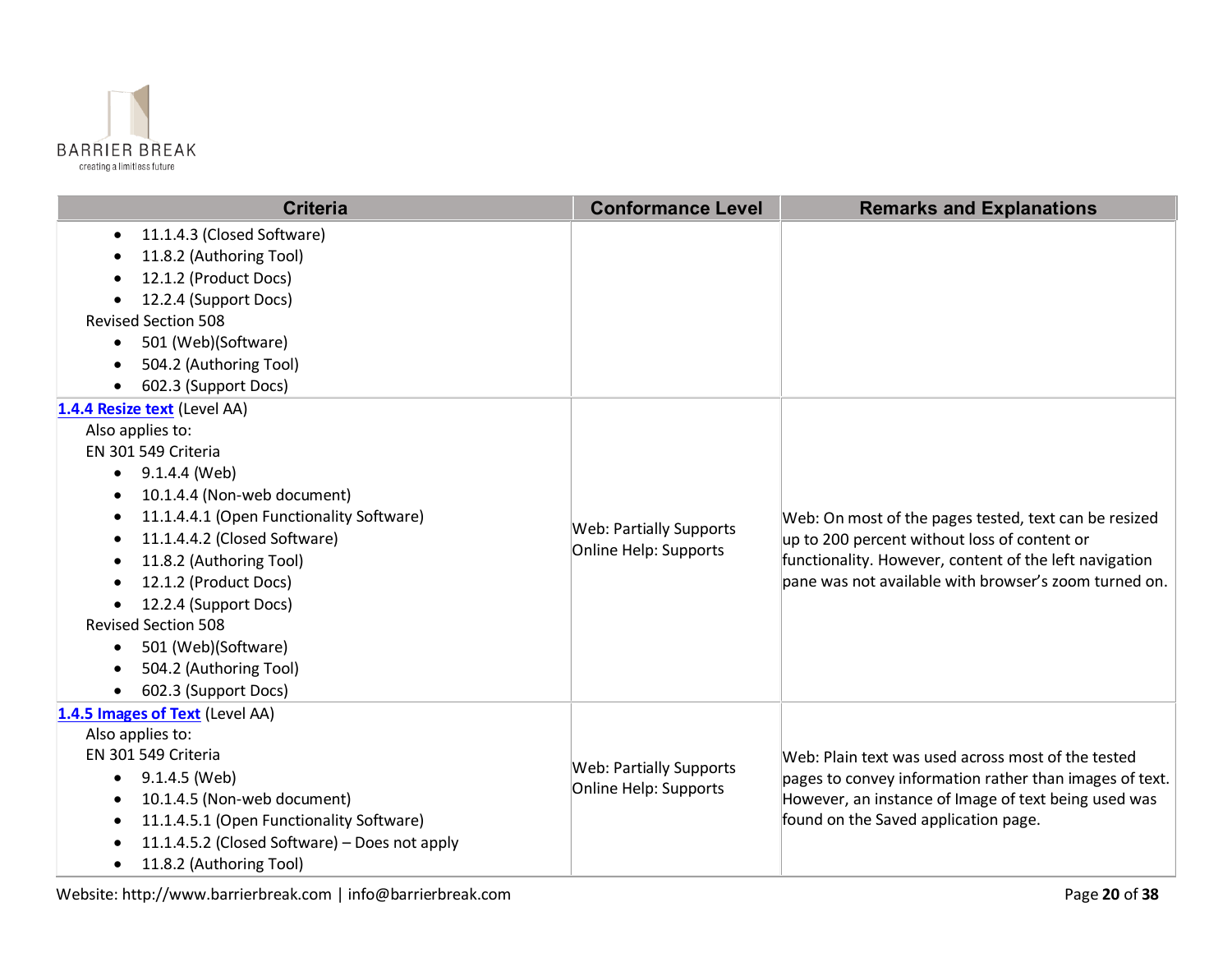| Criteria | Conformance Level | Remarks and Explanations |
|---|---|---|
| • 11.1.4.3 (Closed Software)<br>• 11.8.2 (Authoring Tool)<br>• 12.1.2 (Product Docs)<br>• 12.2.4 (Support Docs)<br>Revised Section 508<br>• 501 (Web)(Software)<br>• 504.2 (Authoring Tool)<br>• 602.3 (Support Docs) | | |
| **1.4.4 Resize text** (Level AA)<br>Also applies to:<br>EN 301 549 Criteria<br>• 9.1.4.4 (Web)<br>• 10.1.4.4 (Non-web document)<br>• 11.1.4.4.1 (Open Functionality Software)<br>• 11.1.4.4.2 (Closed Software)<br>• 11.8.2 (Authoring Tool)<br>• 12.1.2 (Product Docs)<br>• 12.2.4 (Support Docs)<br>Revised Section 508<br>• 501 (Web)(Software)<br>• 504.2 (Authoring Tool)<br>• 602.3 (Support Docs) | Web: Partially Supports<br>Online Help: Supports | Web: On most of the pages tested, text can be resized up to 200 percent without loss of content or functionality. However, content of the left navigation pane was not available with browser's zoom turned on. |
| **1.4.5 Images of Text** (Level AA)<br>Also applies to:<br>EN 301 549 Criteria<br>• 9.1.4.5 (Web)<br>• 10.1.4.5 (Non-web document)<br>• 11.1.4.5.1 (Open Functionality Software)<br>• 11.1.4.5.2 (Closed Software) – Does not apply<br>• 11.8.2 (Authoring Tool) | Web: Partially Supports<br>Online Help: Supports | Web: Plain text was used across most of the tested pages to convey information rather than images of text. However, an instance of Image of text being used was found on the Saved application page. |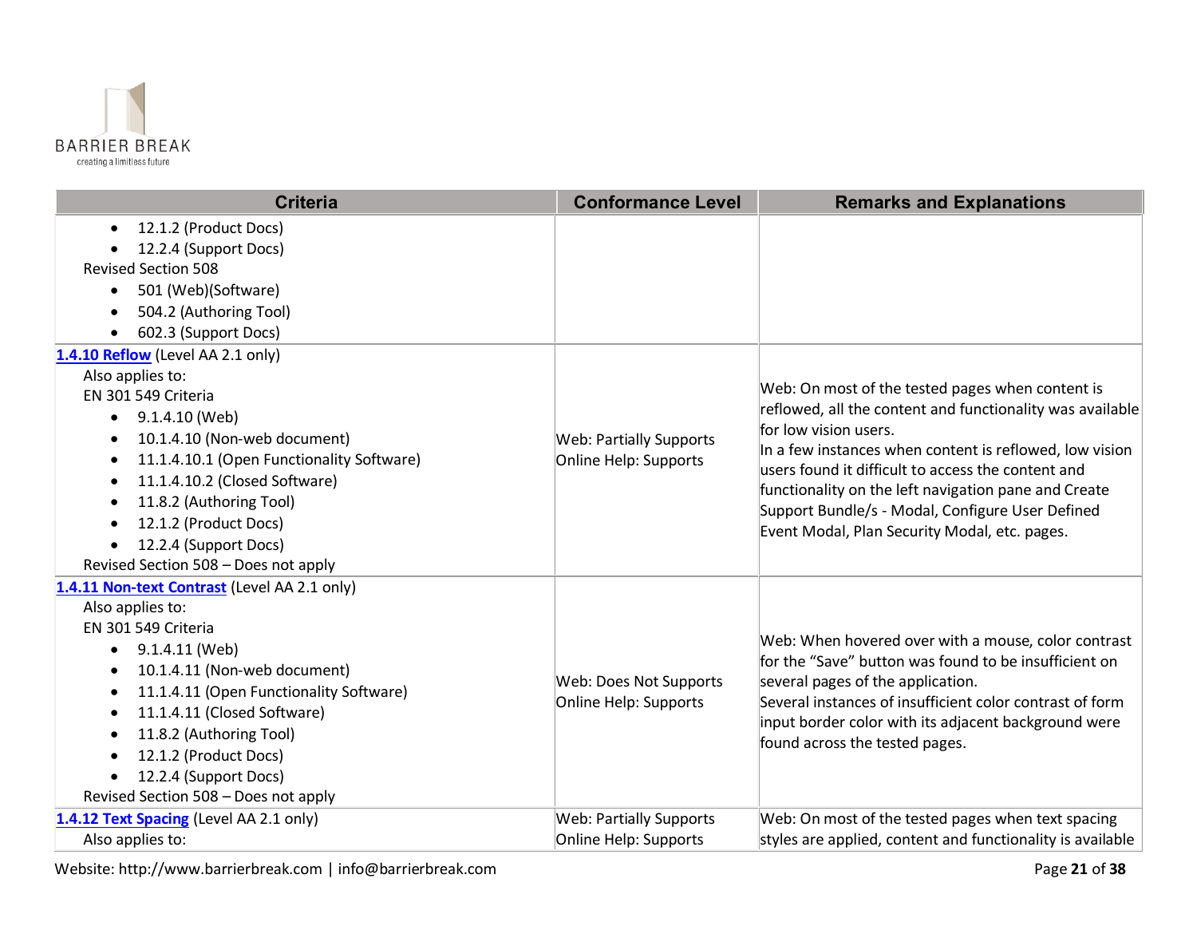| Criteria | Conformance Level | Remarks and Explanations |
|---|---|---|
| • 12.1.2 (Product Docs)<br>• 12.2.4 (Support Docs)<br>Revised Section 508<br>• 501 (Web)(Software)<br>• 504.2 (Authoring Tool)<br>• 602.3 (Support Docs) | | |
| **[1.4.10 Reflow]** (Level AA 2.1 only)<br>Also applies to:<br>EN 301 549 Criteria<br>• 9.1.4.10 (Web)<br>• 10.1.4.10 (Non-web document)<br>• 11.1.4.10.1 (Open Functionality Software)<br>• 11.1.4.10.2 (Closed Software)<br>• 11.8.2 (Authoring Tool)<br>• 12.1.2 (Product Docs)<br>• 12.2.4 (Support Docs)<br>Revised Section 508 – Does not apply | Web: Partially Supports<br>Online Help: Supports | Web: On most of the tested pages when content is reflowed, all the content and functionality was available for low vision users.<br>In a few instances when content is reflowed, low vision users found it difficult to access the content and functionality on the left navigation pane and Create Support Bundle/s - Modal, Configure User Defined Event Modal, Plan Security Modal, etc. pages. |
| **[1.4.11 Non-text Contrast]** (Level AA 2.1 only)<br>Also applies to:<br>EN 301 549 Criteria<br>• 9.1.4.11 (Web)<br>• 10.1.4.11 (Non-web document)<br>• 11.1.4.11 (Open Functionality Software)<br>• 11.1.4.11 (Closed Software)<br>• 11.8.2 (Authoring Tool)<br>• 12.1.2 (Product Docs)<br>• 12.2.4 (Support Docs)<br>Revised Section 508 – Does not apply | Web: Does Not Supports<br>Online Help: Supports | Web: When hovered over with a mouse, color contrast for the "Save" button was found to be insufficient on several pages of the application.<br>Several instances of insufficient color contrast of form input border color with its adjacent background were found across the tested pages. |
| **[1.4.12 Text Spacing]** (Level AA 2.1 only)<br>Also applies to: | Web: Partially Supports<br>Online Help: Supports | Web: On most of the tested pages when text spacing styles are applied, content and functionality is available |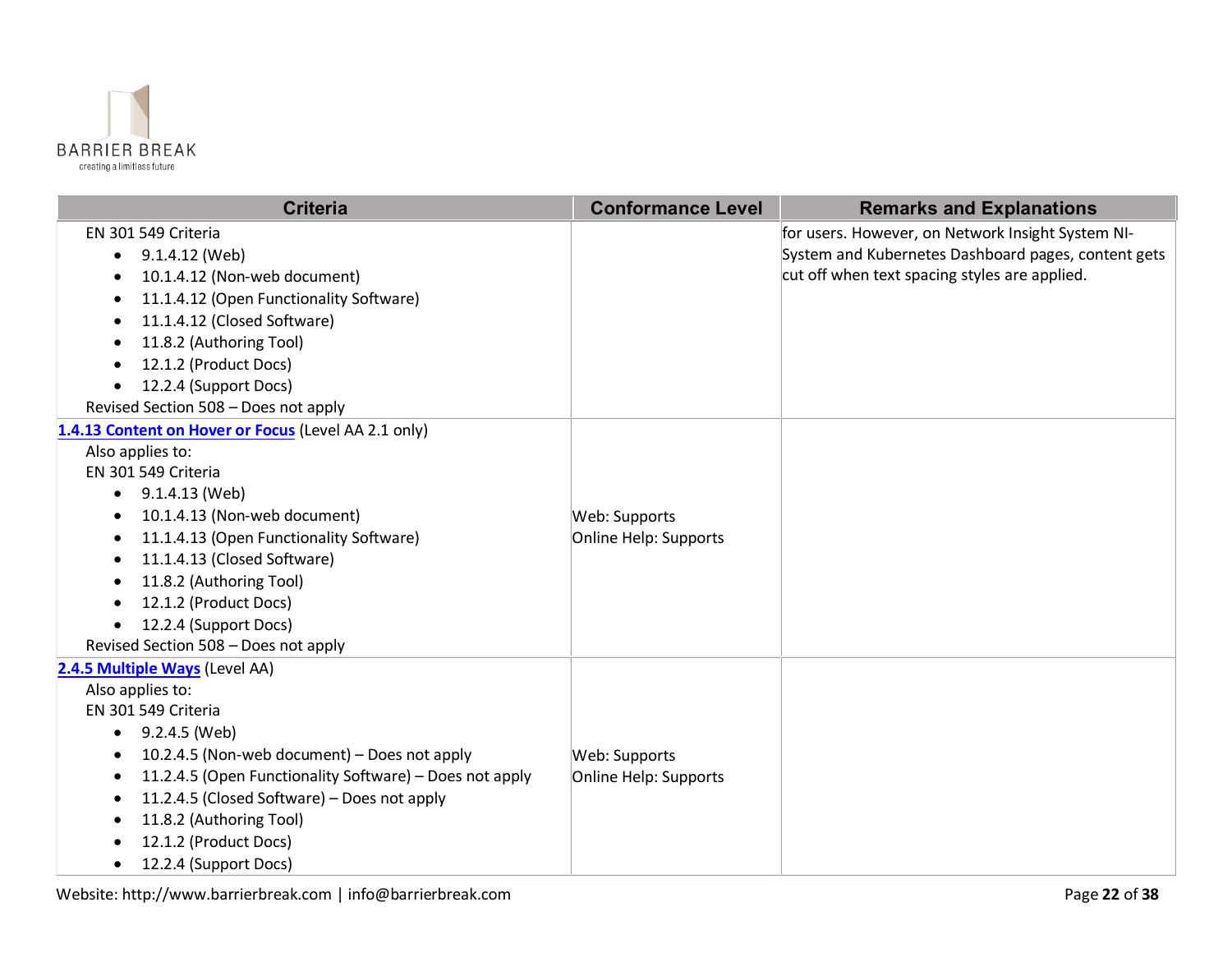| Criteria | Conformance Level | Remarks and Explanations |
|---|---|---|
| EN 301 549 Criteria<br>• 9.1.4.12 (Web)<br>• 10.1.4.12 (Non-web document)<br>• 11.1.4.12 (Open Functionality Software)<br>• 11.1.4.12 (Closed Software)<br>• 11.8.2 (Authoring Tool)<br>• 12.1.2 (Product Docs)<br>• 12.2.4 (Support Docs)<br>Revised Section 508 – Does not apply | | for users. However, on Network Insight System NI-System and Kubernetes Dashboard pages, content gets cut off when text spacing styles are applied. |
| **1.4.13 Content on Hover or Focus** (Level AA 2.1 only)<br>Also applies to:<br>EN 301 549 Criteria<br>• 9.1.4.13 (Web)<br>• 10.1.4.13 (Non-web document)<br>• 11.1.4.13 (Open Functionality Software)<br>• 11.1.4.13 (Closed Software)<br>• 11.8.2 (Authoring Tool)<br>• 12.1.2 (Product Docs)<br>• 12.2.4 (Support Docs)<br>Revised Section 508 – Does not apply | Web: Supports<br>Online Help: Supports | |
| **2.4.5 Multiple Ways** (Level AA)<br>Also applies to:<br>EN 301 549 Criteria<br>• 9.2.4.5 (Web)<br>• 10.2.4.5 (Non-web document) – Does not apply<br>• 11.2.4.5 (Open Functionality Software) – Does not apply<br>• 11.2.4.5 (Closed Software) – Does not apply<br>• 11.8.2 (Authoring Tool)<br>• 12.1.2 (Product Docs)<br>• 12.2.4 (Support Docs) | Web: Supports<br>Online Help: Supports | |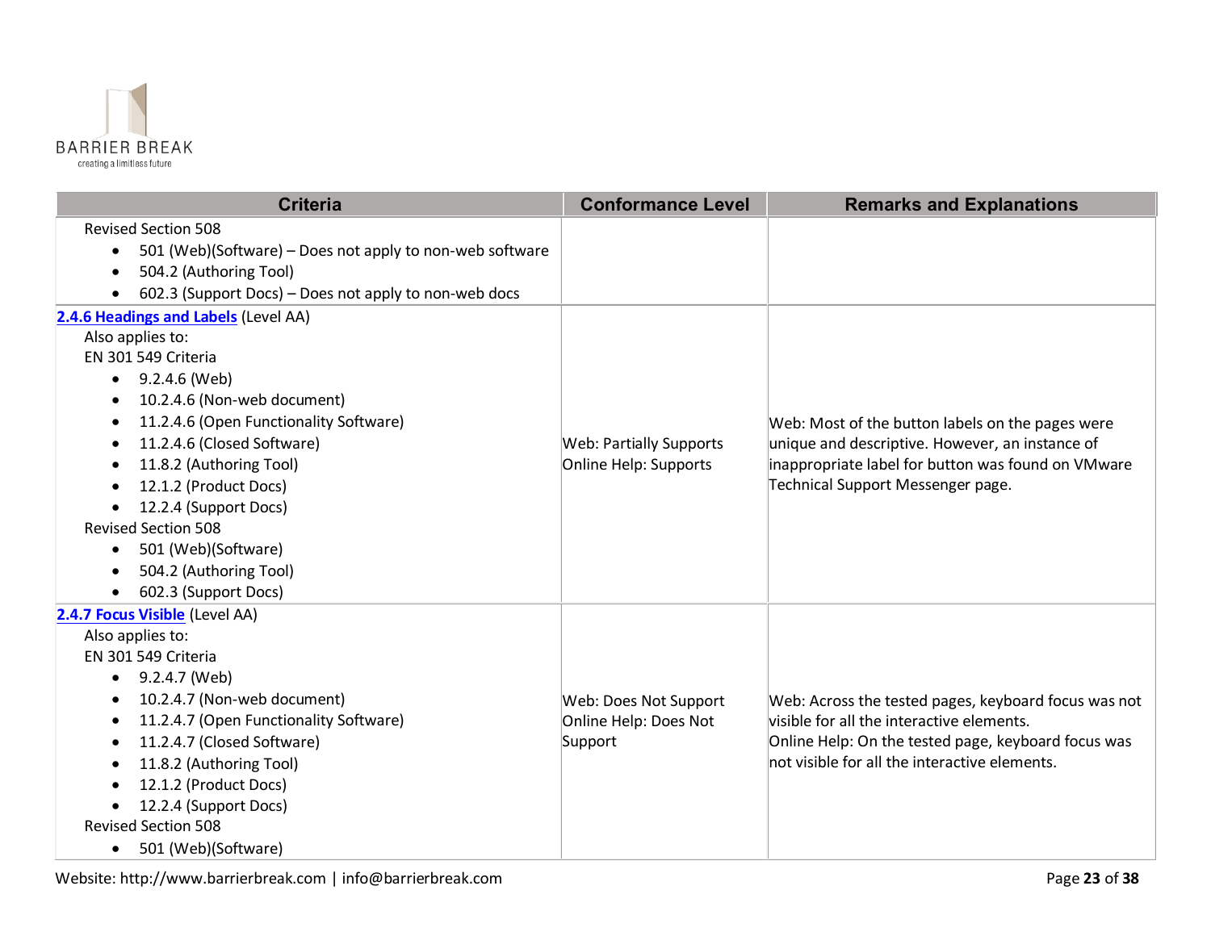| Criteria | Conformance Level | Remarks and Explanations |
|---|---|---|
| Revised Section 508<br>• 501 (Web)(Software) – Does not apply to non-web software<br>• 504.2 (Authoring Tool)<br>• 602.3 (Support Docs) – Does not apply to non-web docs | | |
| [2.4.6 Headings and Labels](#) (Level AA)<br>Also applies to:<br>EN 301 549 Criteria<br>• 9.2.4.6 (Web)<br>• 10.2.4.6 (Non-web document)<br>• 11.2.4.6 (Open Functionality Software)<br>• 11.2.4.6 (Closed Software)<br>• 11.8.2 (Authoring Tool)<br>• 12.1.2 (Product Docs)<br>• 12.2.4 (Support Docs)<br>Revised Section 508<br>• 501 (Web)(Software)<br>• 504.2 (Authoring Tool)<br>• 602.3 (Support Docs) | Web: Partially Supports<br>Online Help: Supports | Web: Most of the button labels on the pages were unique and descriptive. However, an instance of inappropriate label for button was found on VMware Technical Support Messenger page. |
| [2.4.7 Focus Visible](#) (Level AA)<br>Also applies to:<br>EN 301 549 Criteria<br>• 9.2.4.7 (Web)<br>• 10.2.4.7 (Non-web document)<br>• 11.2.4.7 (Open Functionality Software)<br>• 11.2.4.7 (Closed Software)<br>• 11.8.2 (Authoring Tool)<br>• 12.1.2 (Product Docs)<br>• 12.2.4 (Support Docs)<br>Revised Section 508<br>• 501 (Web)(Software) | Web: Does Not Support<br>Online Help: Does Not Support | Web: Across the tested pages, keyboard focus was not visible for all the interactive elements.<br>Online Help: On the tested page, keyboard focus was not visible for all the interactive elements. |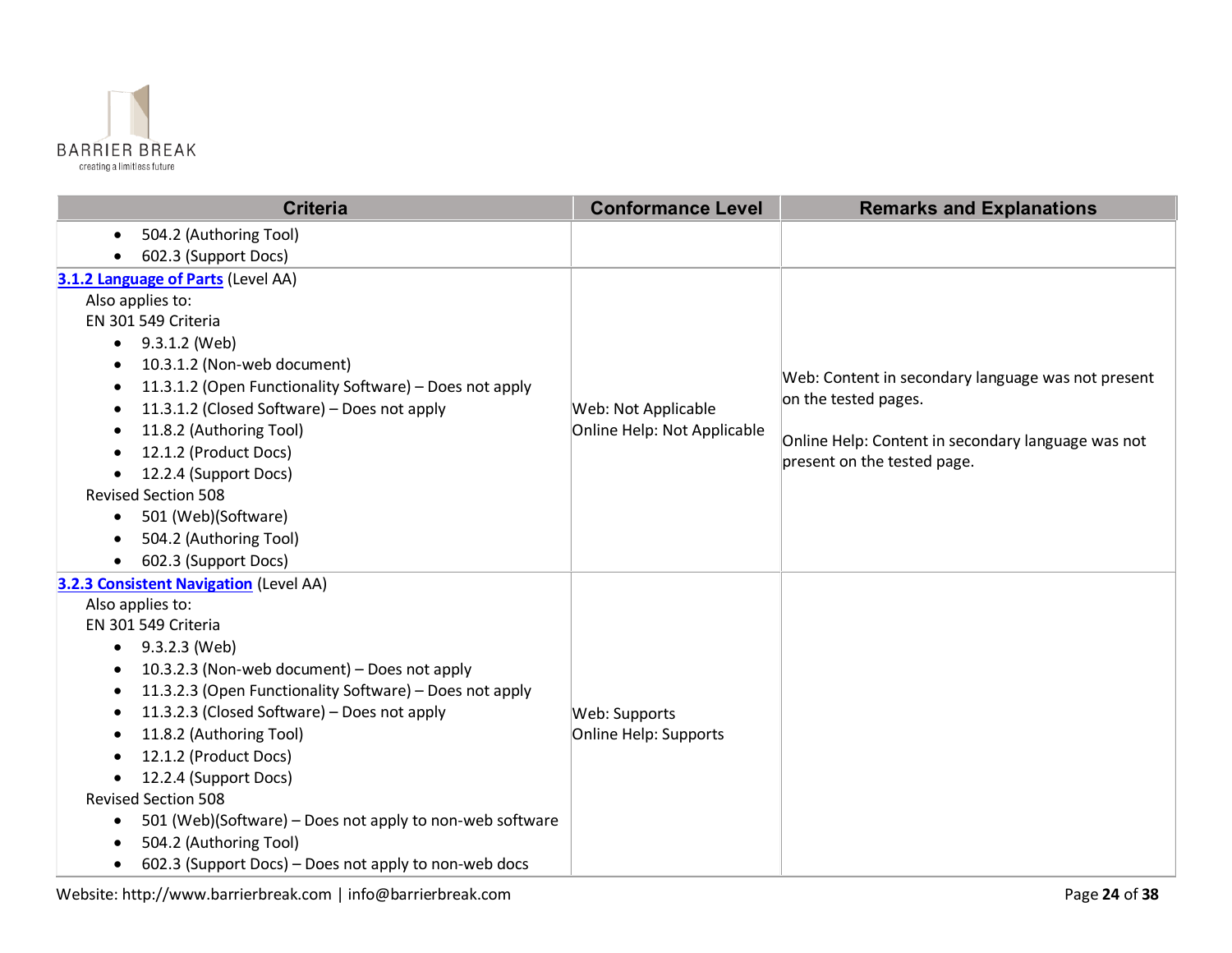| Criteria | Conformance Level | Remarks and Explanations |
| --- | --- | --- |
| <ul><li>504.2 (Authoring Tool)</li><li>602.3 (Support Docs)</li></ul> | | |
| **3.1.2 Language of Parts** (Level AA)<br>Also applies to:<br>EN 301 549 Criteria<ul><li>9.3.1.2 (Web)</li><li>10.3.1.2 (Non-web document)</li><li>11.3.1.2 (Open Functionality Software) – Does not apply</li><li>11.3.1.2 (Closed Software) – Does not apply</li><li>11.8.2 (Authoring Tool)</li><li>12.1.2 (Product Docs)</li><li>12.2.4 (Support Docs)</li></ul>Revised Section 508<ul><li>501 (Web)(Software)</li><li>504.2 (Authoring Tool)</li><li>602.3 (Support Docs)</li></ul> | Web: Not Applicable<br>Online Help: Not Applicable | Web: Content in secondary language was not present on the tested pages.<br><br>Online Help: Content in secondary language was not present on the tested page. |
| **3.2.3 Consistent Navigation** (Level AA)<br>Also applies to:<br>EN 301 549 Criteria<ul><li>9.3.2.3 (Web)</li><li>10.3.2.3 (Non-web document) – Does not apply</li><li>11.3.2.3 (Open Functionality Software) – Does not apply</li><li>11.3.2.3 (Closed Software) – Does not apply</li><li>11.8.2 (Authoring Tool)</li><li>12.1.2 (Product Docs)</li><li>12.2.4 (Support Docs)</li></ul>Revised Section 508<ul><li>501 (Web)(Software) – Does not apply to non-web software</li><li>504.2 (Authoring Tool)</li><li>602.3 (Support Docs) – Does not apply to non-web docs</li></ul> | Web: Supports<br>Online Help: Supports | |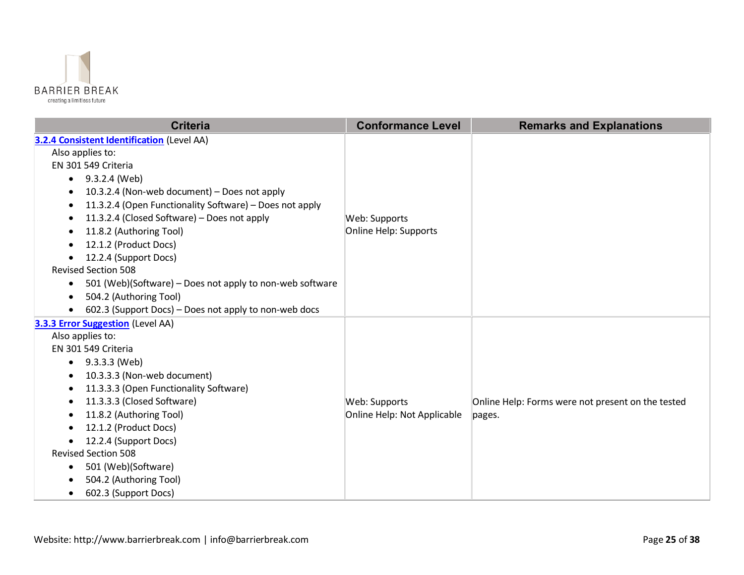| Criteria | Conformance Level | Remarks and Explanations |
|---|---|---|
| [3.2.4 Consistent Identification](#) (Level AA)<br>Also applies to:<br>EN 301 549 Criteria<br>• 9.3.2.4 (Web)<br>• 10.3.2.4 (Non-web document) – Does not apply<br>• 11.3.2.4 (Open Functionality Software) – Does not apply<br>• 11.3.2.4 (Closed Software) – Does not apply<br>• 11.8.2 (Authoring Tool)<br>• 12.1.2 (Product Docs)<br>• 12.2.4 (Support Docs)<br>Revised Section 508<br>• 501 (Web)(Software) – Does not apply to non-web software<br>• 504.2 (Authoring Tool)<br>• 602.3 (Support Docs) – Does not apply to non-web docs | Web: Supports<br>Online Help: Supports | |
| [3.3.3 Error Suggestion](#) (Level AA)<br>Also applies to:<br>EN 301 549 Criteria<br>• 9.3.3.3 (Web)<br>• 10.3.3.3 (Non-web document)<br>• 11.3.3.3 (Open Functionality Software)<br>• 11.3.3.3 (Closed Software)<br>• 11.8.2 (Authoring Tool)<br>• 12.1.2 (Product Docs)<br>• 12.2.4 (Support Docs)<br>Revised Section 508<br>• 501 (Web)(Software)<br>• 504.2 (Authoring Tool)<br>• 602.3 (Support Docs) | Web: Supports<br>Online Help: Not Applicable | Online Help: Forms were not present on the tested pages. |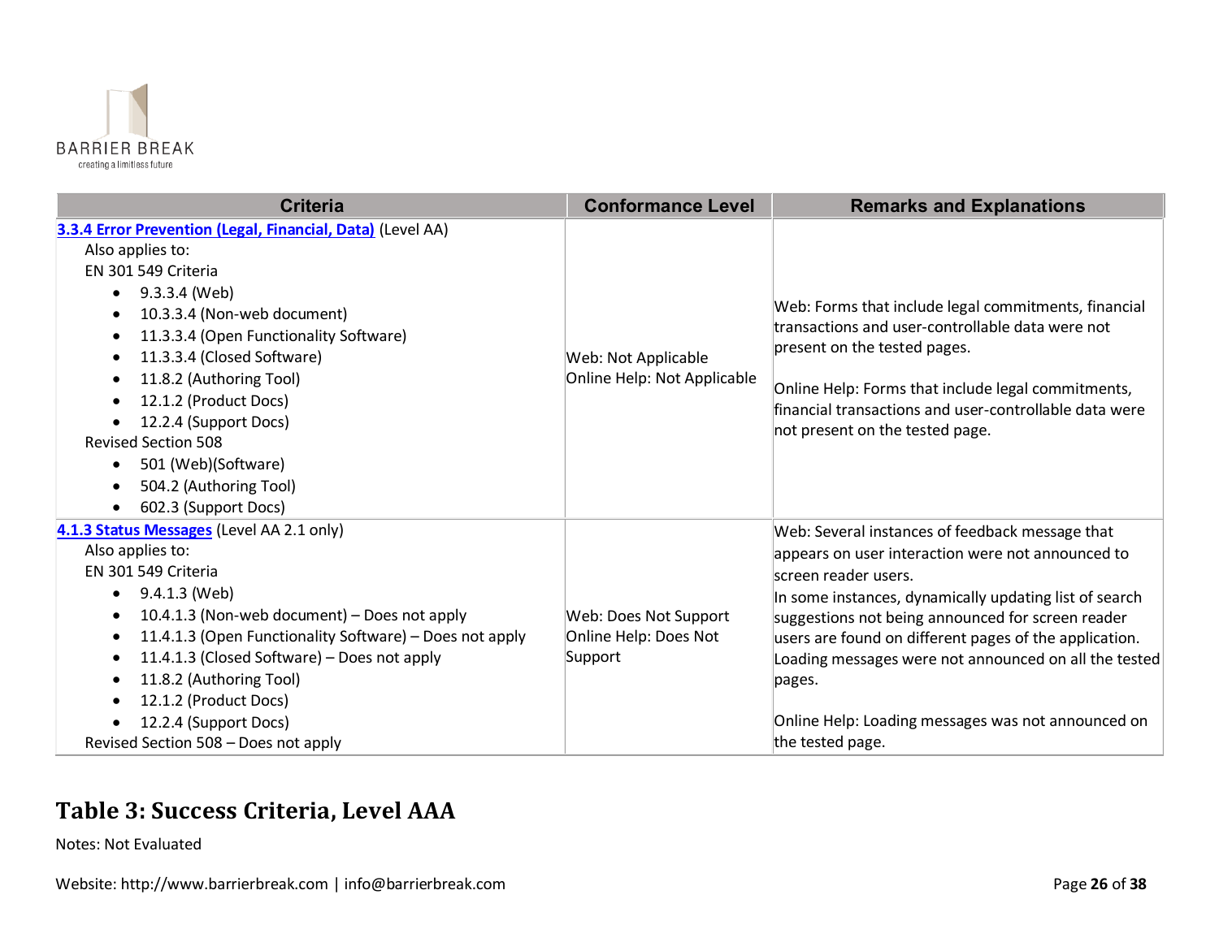| Criteria | Conformance Level | Remarks and Explanations |
|---|---|---|
| [3.3.4 Error Prevention (Legal, Financial, Data)]() (Level AA)<br>Also applies to:<br>EN 301 549 Criteria<br>• 9.3.3.4 (Web)<br>• 10.3.3.4 (Non-web document)<br>• 11.3.3.4 (Open Functionality Software)<br>• 11.3.3.4 (Closed Software)<br>• 11.8.2 (Authoring Tool)<br>• 12.1.2 (Product Docs)<br>• 12.2.4 (Support Docs)<br>Revised Section 508<br>• 501 (Web)(Software)<br>• 504.2 (Authoring Tool)<br>• 602.3 (Support Docs) | Web: Not Applicable<br>Online Help: Not Applicable | Web: Forms that include legal commitments, financial transactions and user-controllable data were not present on the tested pages.<br><br>Online Help: Forms that include legal commitments, financial transactions and user-controllable data were not present on the tested page. |
| [4.1.3 Status Messages]() (Level AA 2.1 only)<br>Also applies to:<br>EN 301 549 Criteria<br>• 9.4.1.3 (Web)<br>• 10.4.1.3 (Non-web document) – Does not apply<br>• 11.4.1.3 (Open Functionality Software) – Does not apply<br>• 11.4.1.3 (Closed Software) – Does not apply<br>• 11.8.2 (Authoring Tool)<br>• 12.1.2 (Product Docs)<br>• 12.2.4 (Support Docs)<br>Revised Section 508 – Does not apply | Web: Does Not Support<br>Online Help: Does Not Support | Web: Several instances of feedback message that appears on user interaction were not announced to screen reader users.<br>In some instances, dynamically updating list of search suggestions not being announced for screen reader users are found on different pages of the application.<br>Loading messages were not announced on all the tested pages.<br><br>Online Help: Loading messages was not announced on the tested page. |

## Table 3: Success Criteria, Level AAA

Notes: Not Evaluated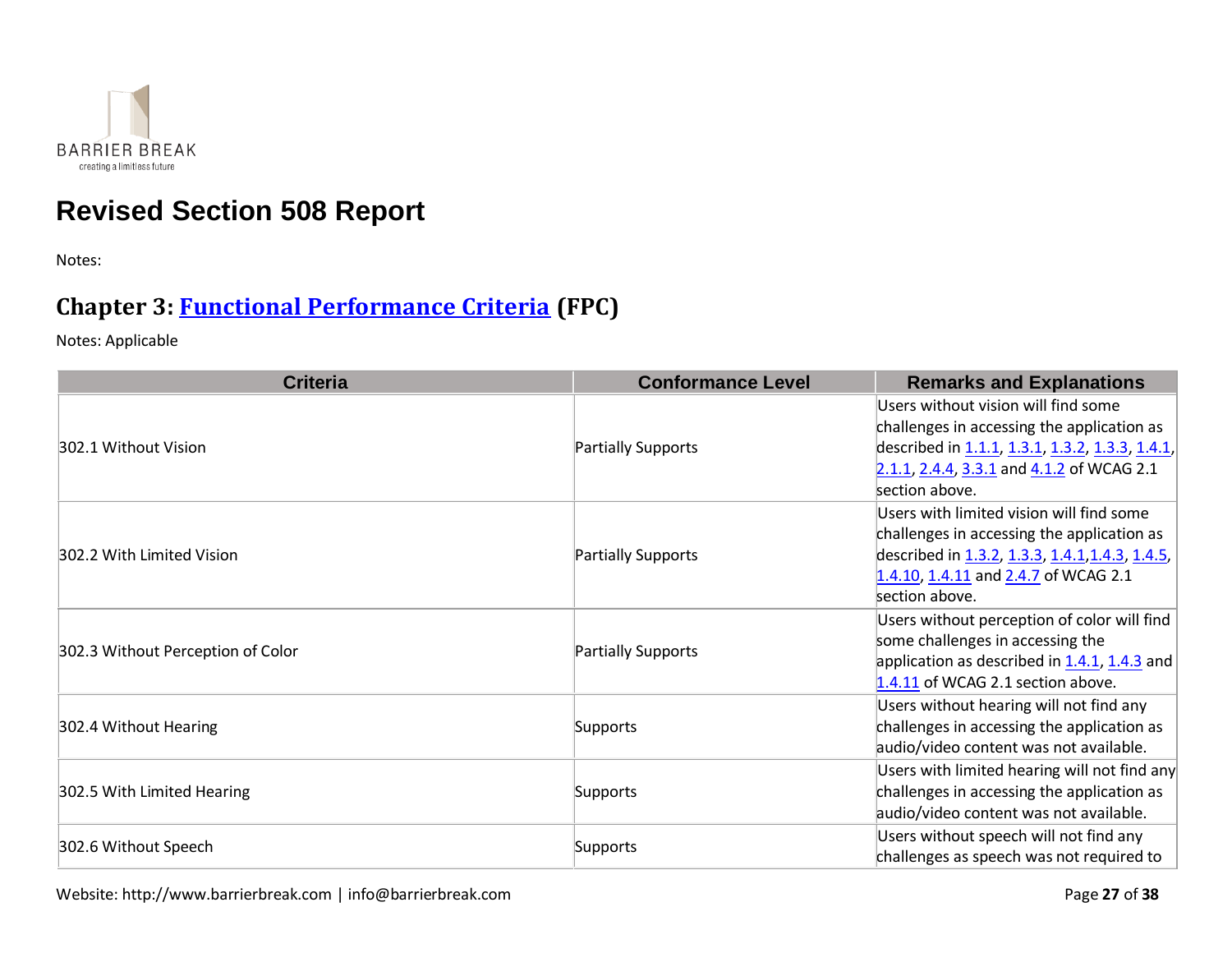# Revised Section 508 Report

Notes:

## Chapter 3: Functional Performance Criteria (FPC)

Notes: Applicable

| Criteria | Conformance Level | Remarks and Explanations |
|---|---|---|
| 302.1 Without Vision | Partially Supports | Users without vision will find some challenges in accessing the application as described in 1.1.1, 1.3.1, 1.3.2, 1.3.3, 1.4.1, 2.1.1, 2.4.4, 3.3.1 and 4.1.2 of WCAG 2.1 section above. |
| 302.2 With Limited Vision | Partially Supports | Users with limited vision will find some challenges in accessing the application as described in 1.3.2, 1.3.3, 1.4.1,1.4.3, 1.4.5, 1.4.10, 1.4.11 and 2.4.7 of WCAG 2.1 section above. |
| 302.3 Without Perception of Color | Partially Supports | Users without perception of color will find some challenges in accessing the application as described in 1.4.1, 1.4.3 and 1.4.11 of WCAG 2.1 section above. |
| 302.4 Without Hearing | Supports | Users without hearing will not find any challenges in accessing the application as audio/video content was not available. |
| 302.5 With Limited Hearing | Supports | Users with limited hearing will not find any challenges in accessing the application as audio/video content was not available. |
| 302.6 Without Speech | Supports | Users without speech will not find any challenges as speech was not required to |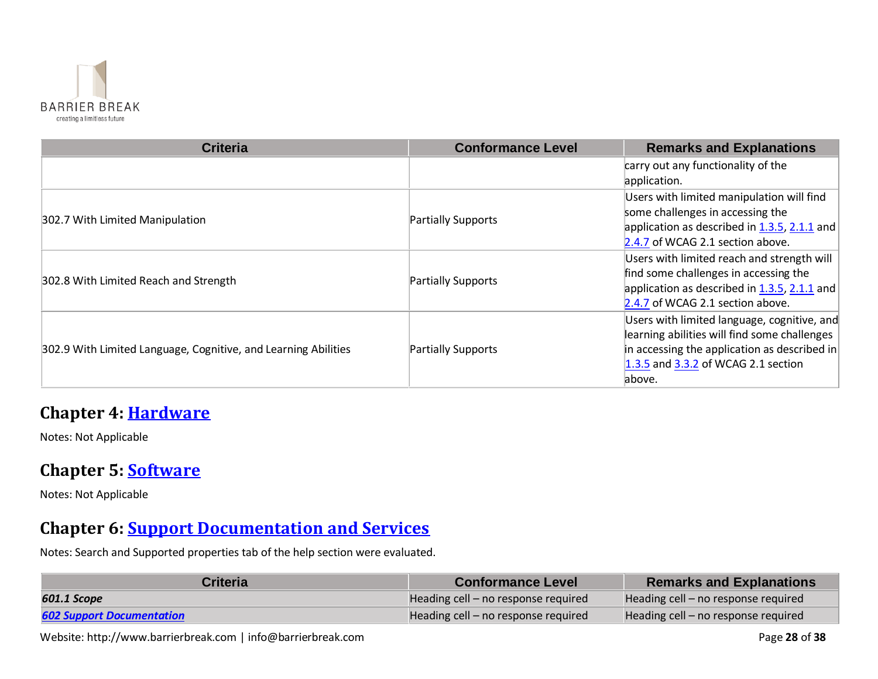| Criteria | Conformance Level | Remarks and Explanations |
| --- | --- | --- |
| | | carry out any functionality of the application. |
| 302.7 With Limited Manipulation | Partially Supports | Users with limited manipulation will find some challenges in accessing the application as described in [1.3.5](#), [2.1.1](#) and [2.4.7](#) of WCAG 2.1 section above. |
| 302.8 With Limited Reach and Strength | Partially Supports | Users with limited reach and strength will find some challenges in accessing the application as described in [1.3.5](#), [2.1.1](#) and [2.4.7](#) of WCAG 2.1 section above. |
| 302.9 With Limited Language, Cognitive, and Learning Abilities | Partially Supports | Users with limited language, cognitive, and learning abilities will find some challenges in accessing the application as described in [1.3.5](#) and [3.3.2](#) of WCAG 2.1 section above. |

## Chapter 4: [Hardware](#)

Notes: Not Applicable

## Chapter 5: [Software](#)

Notes: Not Applicable

## Chapter 6: [Support Documentation and Services](#)

Notes: Search and Supported properties tab of the help section were evaluated.

| Criteria | Conformance Level | Remarks and Explanations |
| --- | --- | --- |
| ***601.1 Scope*** | Heading cell – no response required | Heading cell – no response required |
| ***[602 Support Documentation](#)*** | Heading cell – no response required | Heading cell – no response required |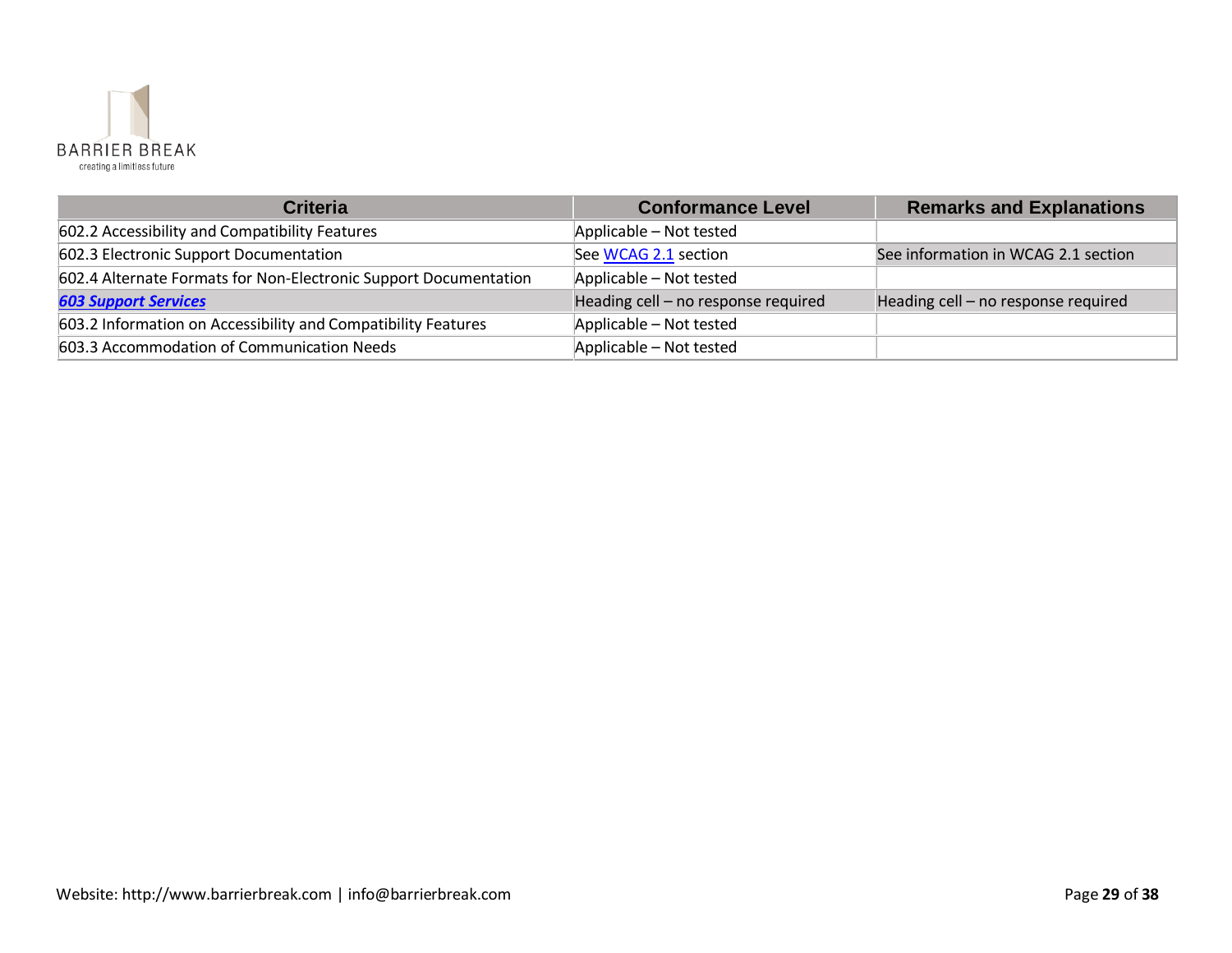| Criteria | Conformance Level | Remarks and Explanations |
|---|---|---|
| 602.2 Accessibility and Compatibility Features | Applicable – Not tested | |
| 602.3 Electronic Support Documentation | See WCAG 2.1 section | See information in WCAG 2.1 section |
| 602.4 Alternate Formats for Non-Electronic Support Documentation | Applicable – Not tested | |
| ***603 Support Services*** | Heading cell – no response required | Heading cell – no response required |
| 603.2 Information on Accessibility and Compatibility Features | Applicable – Not tested | |
| 603.3 Accommodation of Communication Needs | Applicable – Not tested | |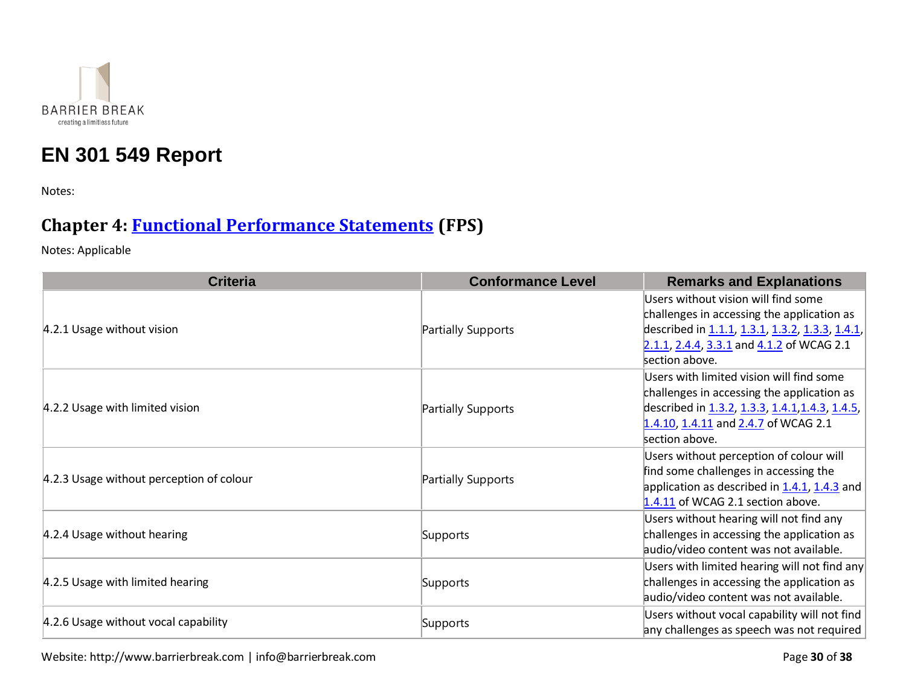BARRIER BREAK
creating a limitless future

# EN 301 549 Report

Notes:

## Chapter 4: Functional Performance Statements (FPS)

Notes: Applicable

| Criteria | Conformance Level | Remarks and Explanations |
|---|---|---|
| 4.2.1 Usage without vision | Partially Supports | Users without vision will find some challenges in accessing the application as described in 1.1.1, 1.3.1, 1.3.2, 1.3.3, 1.4.1, 2.1.1, 2.4.4, 3.3.1 and 4.1.2 of WCAG 2.1 section above. |
| 4.2.2 Usage with limited vision | Partially Supports | Users with limited vision will find some challenges in accessing the application as described in 1.3.2, 1.3.3, 1.4.1,1.4.3, 1.4.5, 1.4.10, 1.4.11 and 2.4.7 of WCAG 2.1 section above. |
| 4.2.3 Usage without perception of colour | Partially Supports | Users without perception of colour will find some challenges in accessing the application as described in 1.4.1, 1.4.3 and 1.4.11 of WCAG 2.1 section above. |
| 4.2.4 Usage without hearing | Supports | Users without hearing will not find any challenges in accessing the application as audio/video content was not available. |
| 4.2.5 Usage with limited hearing | Supports | Users with limited hearing will not find any challenges in accessing the application as audio/video content was not available. |
| 4.2.6 Usage without vocal capability | Supports | Users without vocal capability will not find any challenges as speech was not required |

Website: http://www.barrierbreak.com | info@barrierbreak.com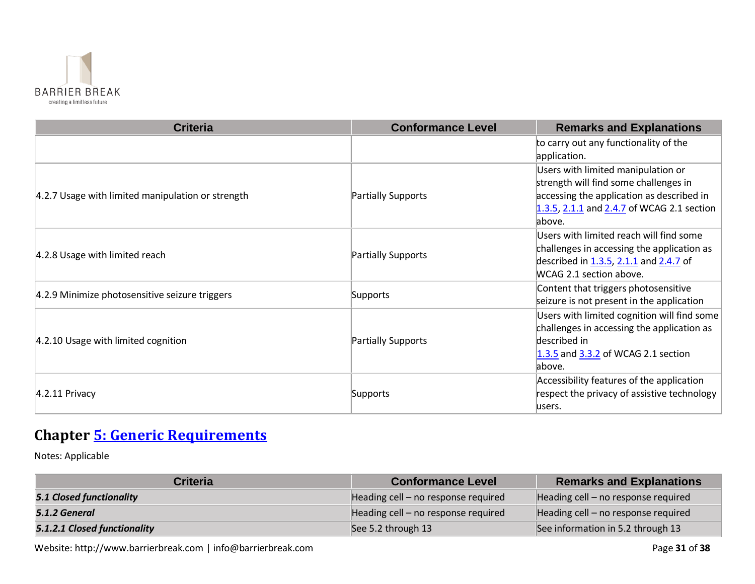| Criteria | Conformance Level | Remarks and Explanations |
|---|---|---|
| | | to carry out any functionality of the application. |
| 4.2.7 Usage with limited manipulation or strength | Partially Supports | Users with limited manipulation or strength will find some challenges in accessing the application as described in 1.3.5, 2.1.1 and 2.4.7 of WCAG 2.1 section above. |
| 4.2.8 Usage with limited reach | Partially Supports | Users with limited reach will find some challenges in accessing the application as described in 1.3.5, 2.1.1 and 2.4.7 of WCAG 2.1 section above. |
| 4.2.9 Minimize photosensitive seizure triggers | Supports | Content that triggers photosensitive seizure is not present in the application |
| 4.2.10 Usage with limited cognition | Partially Supports | Users with limited cognition will find some challenges in accessing the application as described in 1.3.5 and 3.3.2 of WCAG 2.1 section above. |
| 4.2.11 Privacy | Supports | Accessibility features of the application respect the privacy of assistive technology users. |

## Chapter 5: Generic Requirements

Notes: Applicable

| Criteria | Conformance Level | Remarks and Explanations |
|---|---|---|
| ***5.1 Closed functionality*** | Heading cell – no response required | Heading cell – no response required |
| ***5.1.2 General*** | Heading cell – no response required | Heading cell – no response required |
| ***5.1.2.1 Closed functionality*** | See 5.2 through 13 | See information in 5.2 through 13 |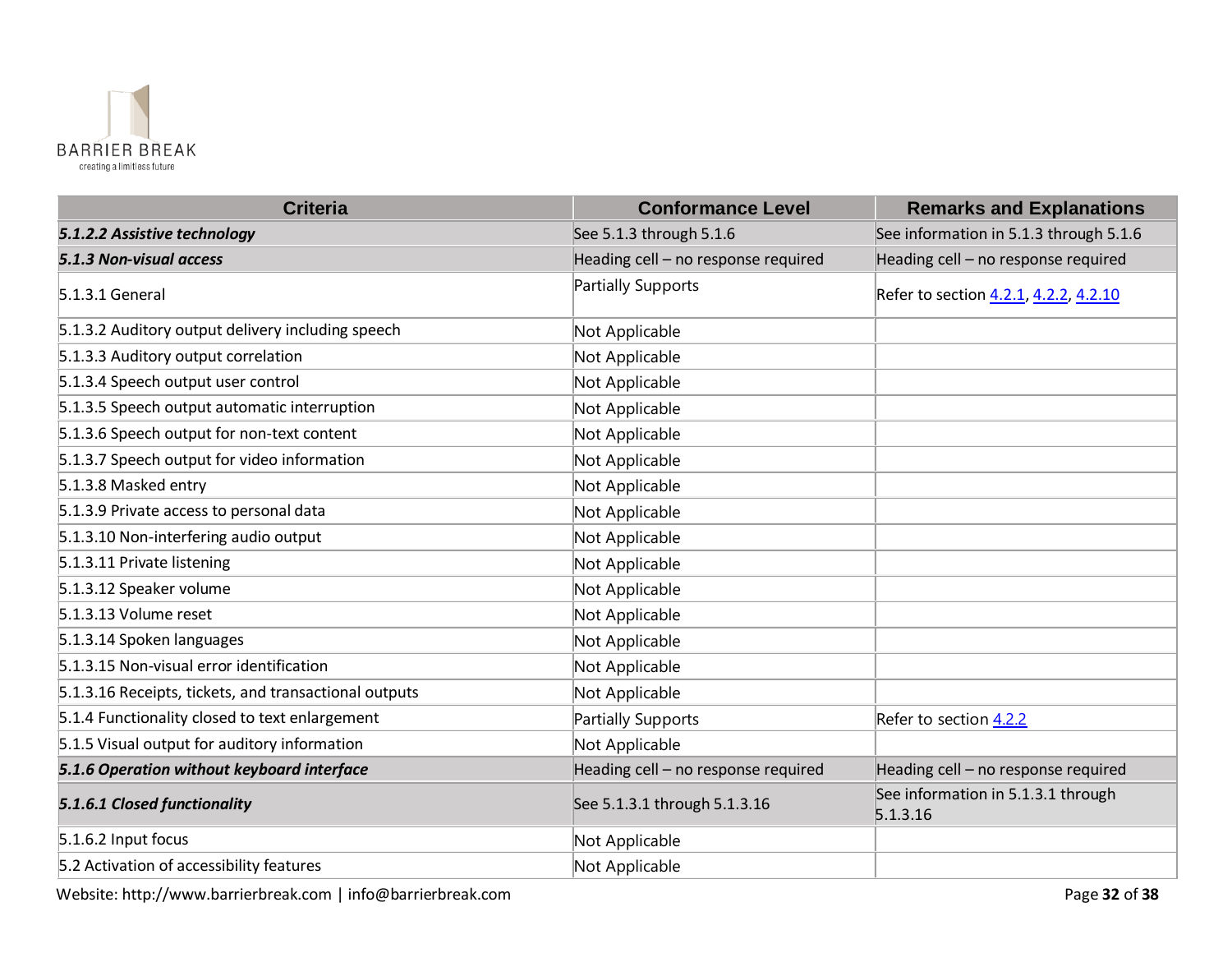| Criteria | Conformance Level | Remarks and Explanations |
|---|---|---|
| ***5.1.2.2 Assistive technology*** | See 5.1.3 through 5.1.6 | See information in 5.1.3 through 5.1.6 |
| ***5.1.3 Non-visual access*** | Heading cell – no response required | Heading cell – no response required |
| 5.1.3.1 General | Partially Supports | Refer to section 4.2.1, 4.2.2, 4.2.10 |
| 5.1.3.2 Auditory output delivery including speech | Not Applicable | |
| 5.1.3.3 Auditory output correlation | Not Applicable | |
| 5.1.3.4 Speech output user control | Not Applicable | |
| 5.1.3.5 Speech output automatic interruption | Not Applicable | |
| 5.1.3.6 Speech output for non-text content | Not Applicable | |
| 5.1.3.7 Speech output for video information | Not Applicable | |
| 5.1.3.8 Masked entry | Not Applicable | |
| 5.1.3.9 Private access to personal data | Not Applicable | |
| 5.1.3.10 Non-interfering audio output | Not Applicable | |
| 5.1.3.11 Private listening | Not Applicable | |
| 5.1.3.12 Speaker volume | Not Applicable | |
| 5.1.3.13 Volume reset | Not Applicable | |
| 5.1.3.14 Spoken languages | Not Applicable | |
| 5.1.3.15 Non-visual error identification | Not Applicable | |
| 5.1.3.16 Receipts, tickets, and transactional outputs | Not Applicable | |
| 5.1.4 Functionality closed to text enlargement | Partially Supports | Refer to section 4.2.2 |
| 5.1.5 Visual output for auditory information | Not Applicable | |
| ***5.1.6 Operation without keyboard interface*** | Heading cell – no response required | Heading cell – no response required |
| ***5.1.6.1 Closed functionality*** | See 5.1.3.1 through 5.1.3.16 | See information in 5.1.3.1 through 5.1.3.16 |
| 5.1.6.2 Input focus | Not Applicable | |
| 5.2 Activation of accessibility features | Not Applicable | |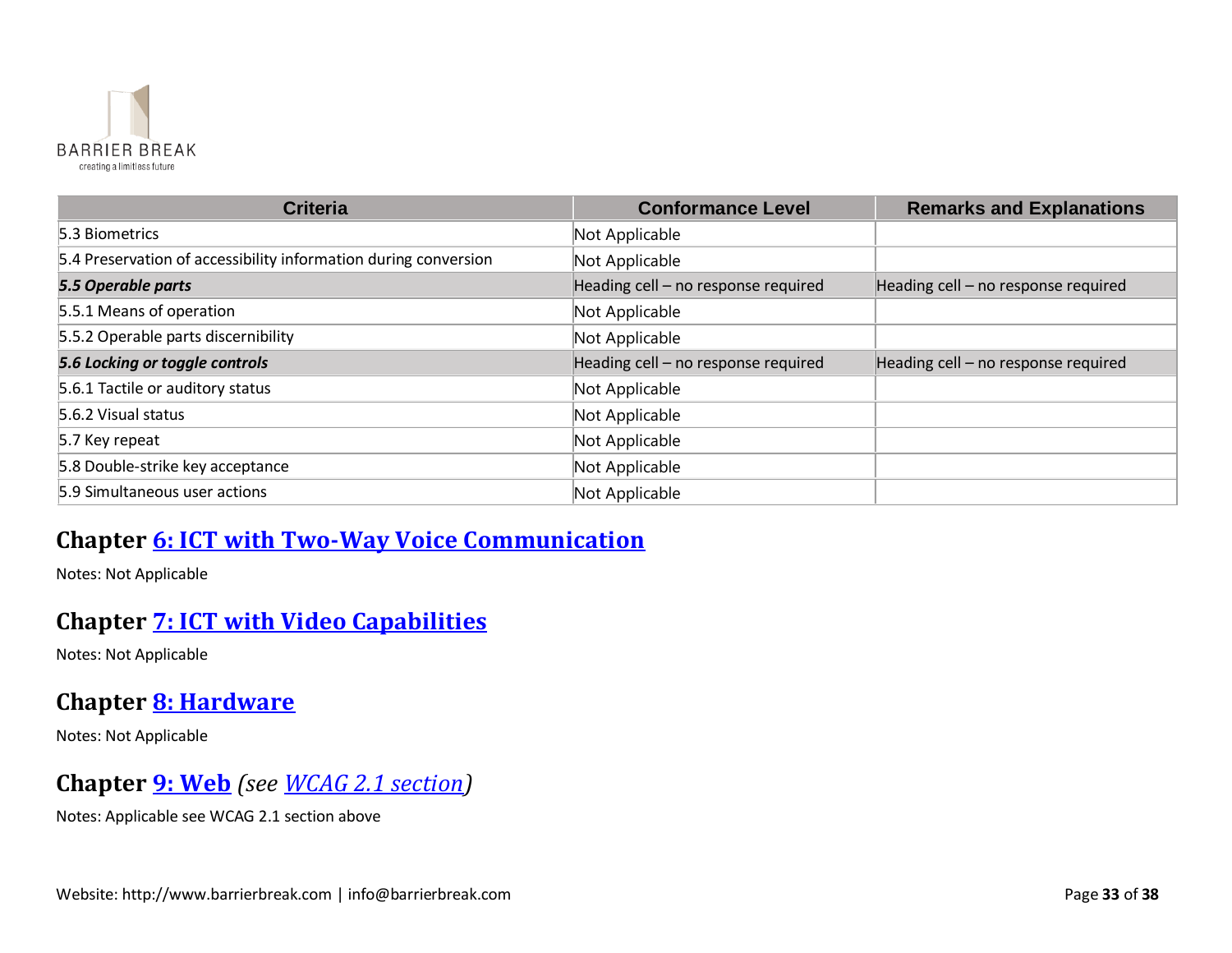| Criteria | Conformance Level | Remarks and Explanations |
|---|---|---|
| 5.3 Biometrics | Not Applicable | |
| 5.4 Preservation of accessibility information during conversion | Not Applicable | |
| ***5.5 Operable parts*** | Heading cell – no response required | Heading cell – no response required |
| 5.5.1 Means of operation | Not Applicable | |
| 5.5.2 Operable parts discernibility | Not Applicable | |
| ***5.6 Locking or toggle controls*** | Heading cell – no response required | Heading cell – no response required |
| 5.6.1 Tactile or auditory status | Not Applicable | |
| 5.6.2 Visual status | Not Applicable | |
| 5.7 Key repeat | Not Applicable | |
| 5.8 Double-strike key acceptance | Not Applicable | |
| 5.9 Simultaneous user actions | Not Applicable | |

## Chapter 6: ICT with Two-Way Voice Communication

Notes: Not Applicable

## Chapter 7: ICT with Video Capabilities

Notes: Not Applicable

## Chapter 8: Hardware

Notes: Not Applicable

## Chapter 9: Web *(see WCAG 2.1 section)*

Notes: Applicable see WCAG 2.1 section above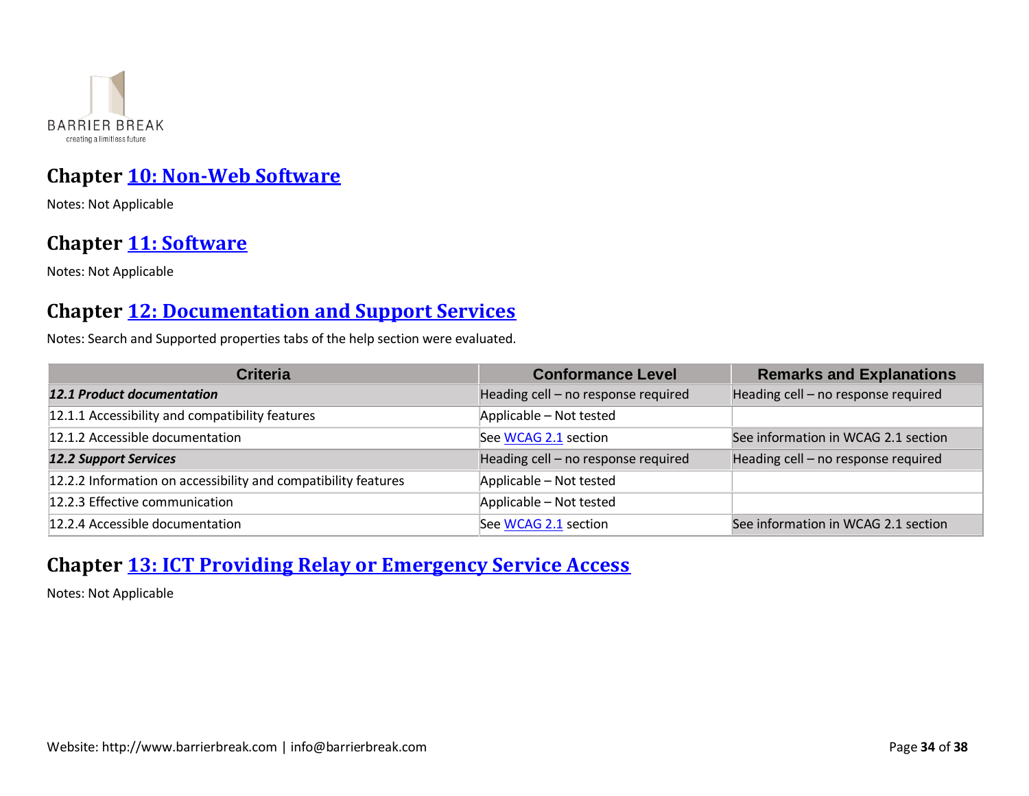## Chapter [10: Non-Web Software]

Notes: Not Applicable

## Chapter [11: Software]

Notes: Not Applicable

## Chapter [12: Documentation and Support Services]

Notes: Search and Supported properties tabs of the help section were evaluated.

| Criteria | Conformance Level | Remarks and Explanations |
|---|---|---|
| ***12.1 Product documentation*** | Heading cell – no response required | Heading cell – no response required |
| 12.1.1 Accessibility and compatibility features | Applicable – Not tested | |
| 12.1.2 Accessible documentation | See WCAG 2.1 section | See information in WCAG 2.1 section |
| ***12.2 Support Services*** | Heading cell – no response required | Heading cell – no response required |
| 12.2.2 Information on accessibility and compatibility features | Applicable – Not tested | |
| 12.2.3 Effective communication | Applicable – Not tested | |
| 12.2.4 Accessible documentation | See WCAG 2.1 section | See information in WCAG 2.1 section |

## Chapter [13: ICT Providing Relay or Emergency Service Access]

Notes: Not Applicable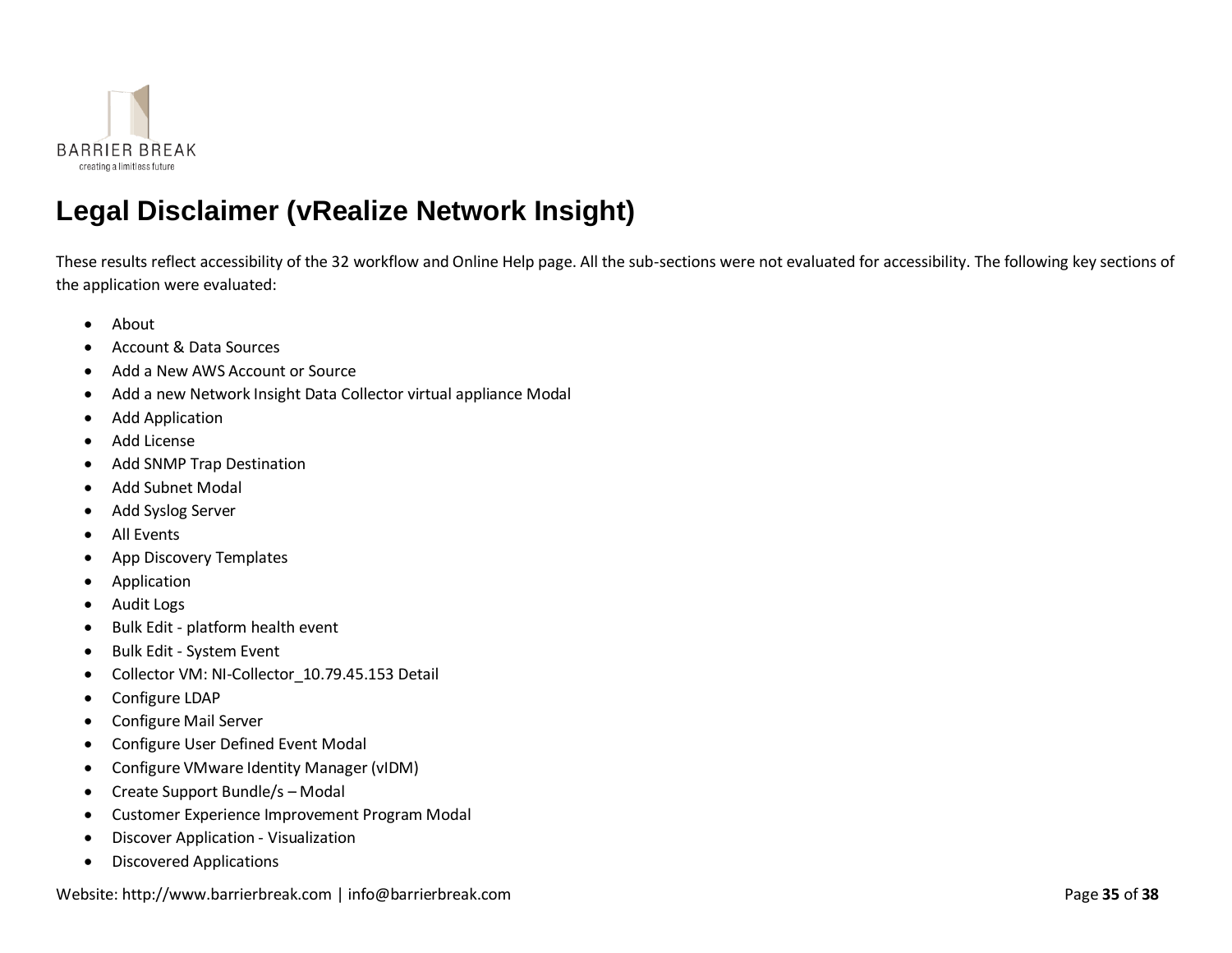# Legal Disclaimer (vRealize Network Insight)

These results reflect accessibility of the 32 workflow and Online Help page. All the sub-sections were not evaluated for accessibility. The following key sections of the application were evaluated:

- About
- Account & Data Sources
- Add a New AWS Account or Source
- Add a new Network Insight Data Collector virtual appliance Modal
- Add Application
- Add License
- Add SNMP Trap Destination
- Add Subnet Modal
- Add Syslog Server
- All Events
- App Discovery Templates
- Application
- Audit Logs
- Bulk Edit - platform health event
- Bulk Edit - System Event
- Collector VM: NI-Collector_10.79.45.153 Detail
- Configure LDAP
- Configure Mail Server
- Configure User Defined Event Modal
- Configure VMware Identity Manager (vIDM)
- Create Support Bundle/s – Modal
- Customer Experience Improvement Program Modal
- Discover Application - Visualization
- Discovered Applications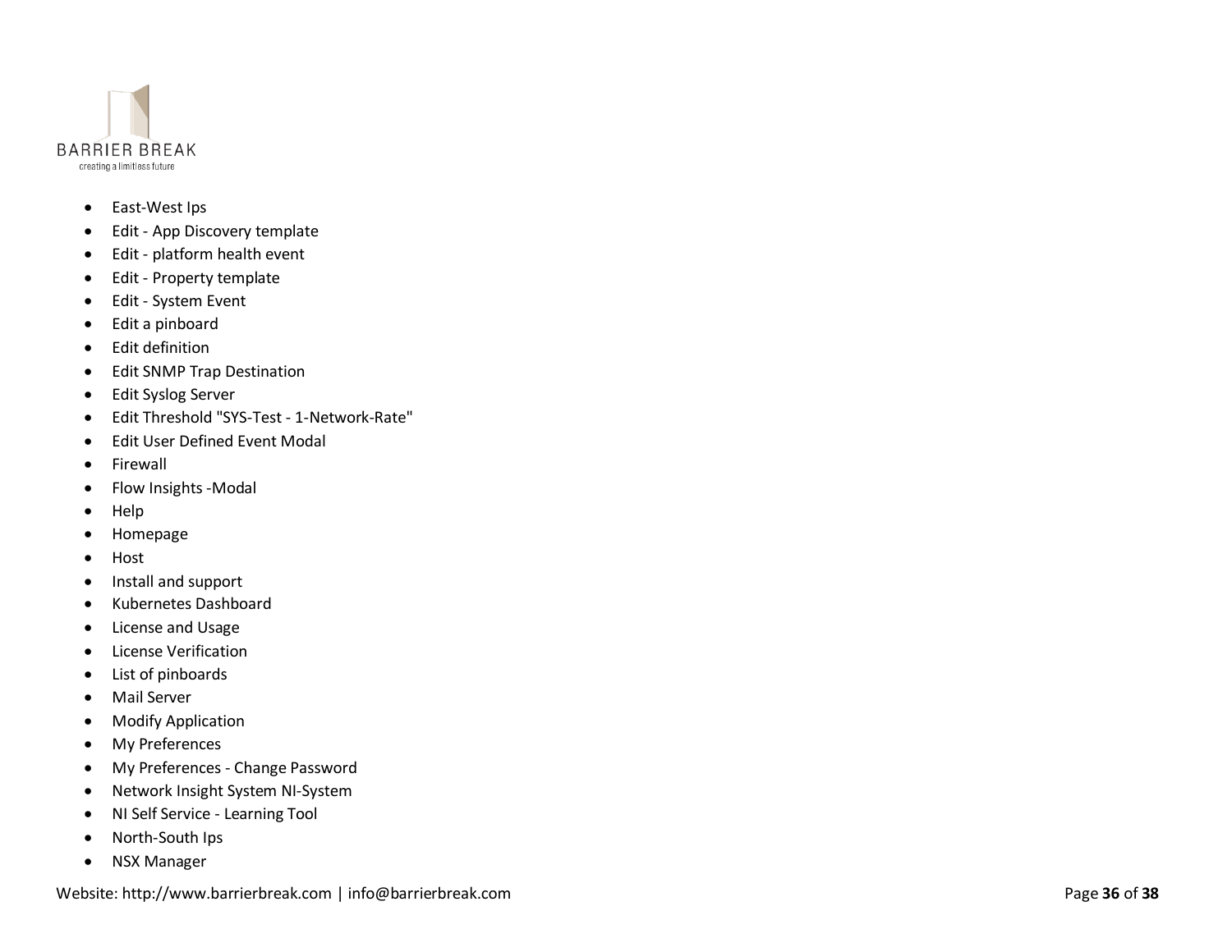- East-West Ips
- Edit - App Discovery template
- Edit - platform health event
- Edit - Property template
- Edit - System Event
- Edit a pinboard
- Edit definition
- Edit SNMP Trap Destination
- Edit Syslog Server
- Edit Threshold "SYS-Test - 1-Network-Rate"
- Edit User Defined Event Modal
- Firewall
- Flow Insights -Modal
- Help
- Homepage
- Host
- Install and support
- Kubernetes Dashboard
- License and Usage
- License Verification
- List of pinboards
- Mail Server
- Modify Application
- My Preferences
- My Preferences - Change Password
- Network Insight System NI-System
- NI Self Service - Learning Tool
- North-South Ips
- NSX Manager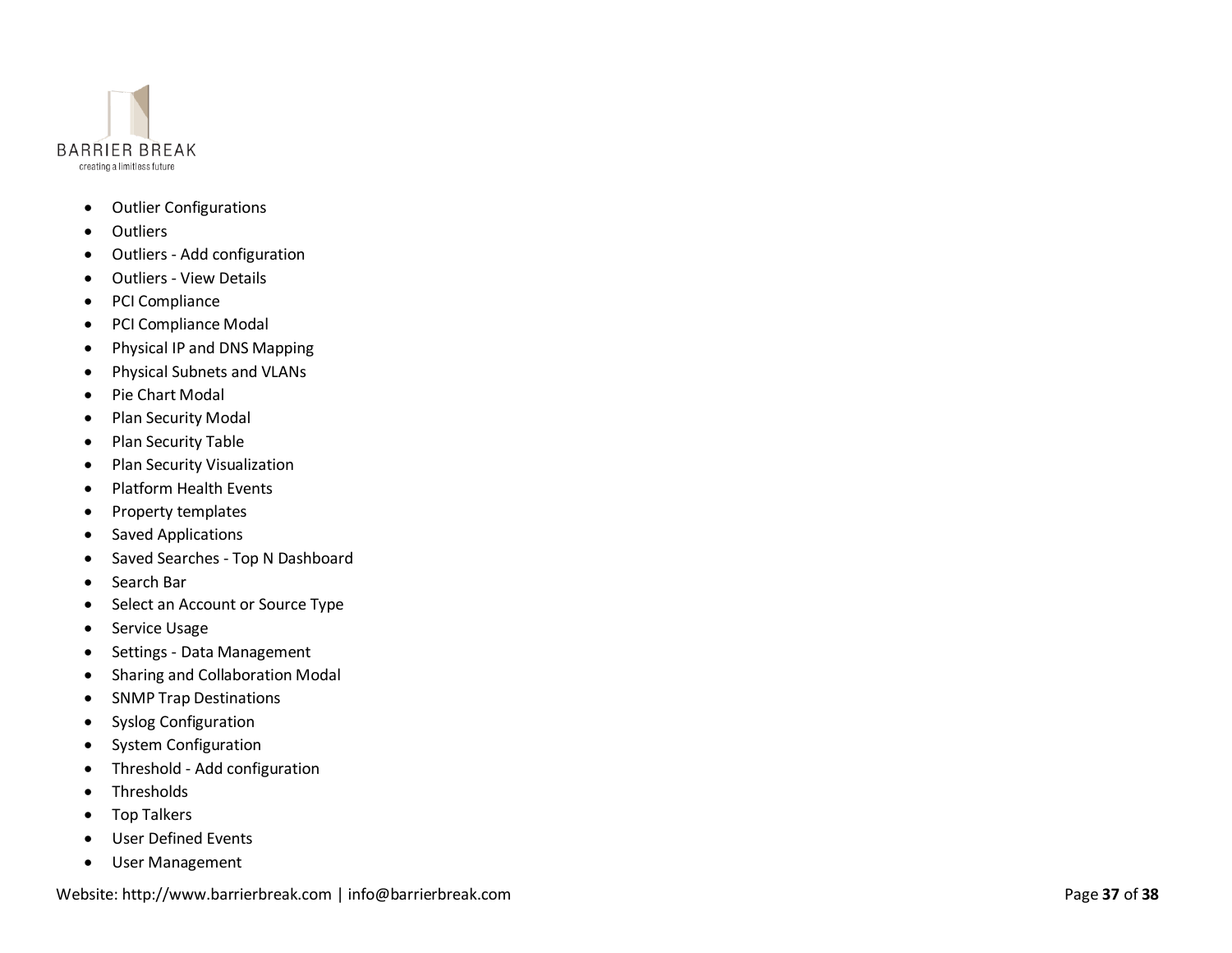- Outlier Configurations
- Outliers
- Outliers - Add configuration
- Outliers - View Details
- PCI Compliance
- PCI Compliance Modal
- Physical IP and DNS Mapping
- Physical Subnets and VLANs
- Pie Chart Modal
- Plan Security Modal
- Plan Security Table
- Plan Security Visualization
- Platform Health Events
- Property templates
- Saved Applications
- Saved Searches - Top N Dashboard
- Search Bar
- Select an Account or Source Type
- Service Usage
- Settings - Data Management
- Sharing and Collaboration Modal
- SNMP Trap Destinations
- Syslog Configuration
- System Configuration
- Threshold - Add configuration
- Thresholds
- Top Talkers
- User Defined Events
- User Management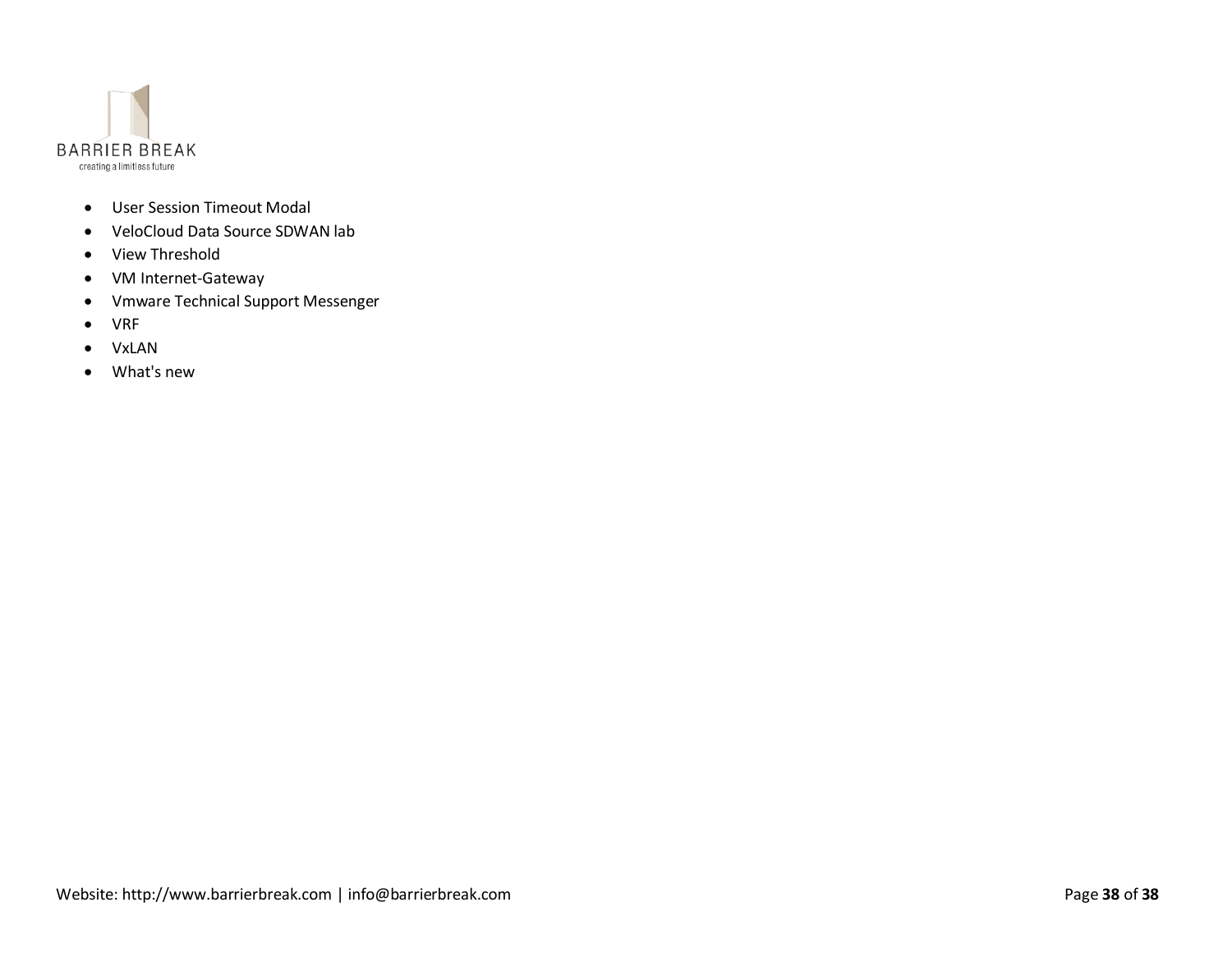- User Session Timeout Modal
- VeloCloud Data Source SDWAN lab
- View Threshold
- VM Internet-Gateway
- Vmware Technical Support Messenger
- VRF
- VxLAN
- What's new